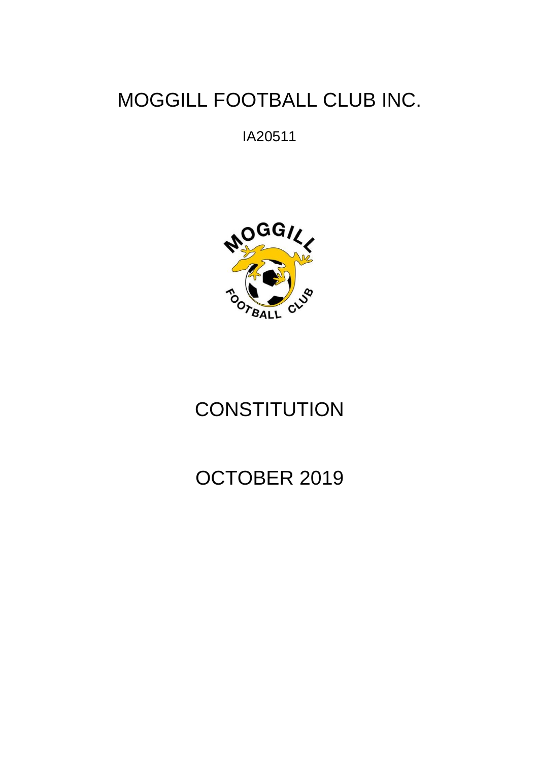# MOGGILL FOOTBALL CLUB INC.

IA20511

# CONSTITUTION

# OCTOBER 2019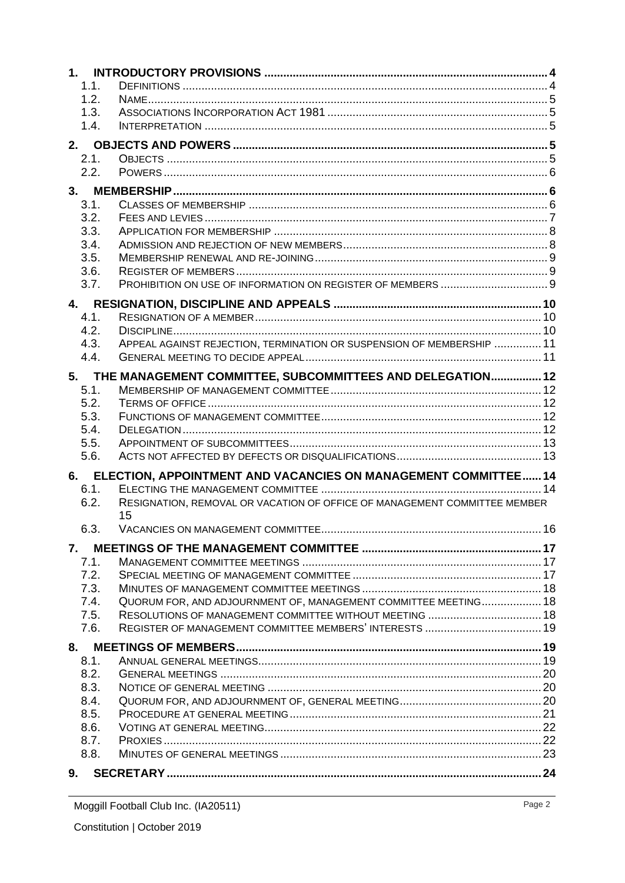1. **INTRODUCTORY PROVISIONS** ..... 4
   - 1.1. DEFINITIONS ..... 4
   - 1.2. NAME ..... 5
   - 1.3. ASSOCIATIONS INCORPORATION ACT 1981 ..... 5
   - 1.4. INTERPRETATION ..... 5
2. **OBJECTS AND POWERS** ..... 5
   - 2.1. OBJECTS ..... 5
   - 2.2. POWERS ..... 6
3. **MEMBERSHIP** ..... 6
   - 3.1. CLASSES OF MEMBERSHIP ..... 6
   - 3.2. FEES AND LEVIES ..... 7
   - 3.3. APPLICATION FOR MEMBERSHIP ..... 8
   - 3.4. ADMISSION AND REJECTION OF NEW MEMBERS ..... 8
   - 3.5. MEMBERSHIP RENEWAL AND RE-JOINING ..... 9
   - 3.6. REGISTER OF MEMBERS ..... 9
   - 3.7. PROHIBITION ON USE OF INFORMATION ON REGISTER OF MEMBERS ..... 9
4. **RESIGNATION, DISCIPLINE AND APPEALS** ..... 10
   - 4.1. RESIGNATION OF A MEMBER ..... 10
   - 4.2. DISCIPLINE ..... 10
   - 4.3. APPEAL AGAINST REJECTION, TERMINATION OR SUSPENSION OF MEMBERSHIP ..... 11
   - 4.4. GENERAL MEETING TO DECIDE APPEAL ..... 11
5. **THE MANAGEMENT COMMITTEE, SUBCOMMITTEES AND DELEGATION** ..... 12
   - 5.1. MEMBERSHIP OF MANAGEMENT COMMITTEE ..... 12
   - 5.2. TERMS OF OFFICE ..... 12
   - 5.3. FUNCTIONS OF MANAGEMENT COMMITTEE ..... 12
   - 5.4. DELEGATION ..... 12
   - 5.5. APPOINTMENT OF SUBCOMMITTEES ..... 13
   - 5.6. ACTS NOT AFFECTED BY DEFECTS OR DISQUALIFICATIONS ..... 13
6. **ELECTION, APPOINTMENT AND VACANCIES ON MANAGEMENT COMMITTEE** ..... 14
   - 6.1. ELECTING THE MANAGEMENT COMMITTEE ..... 14
   - 6.2. RESIGNATION, REMOVAL OR VACATION OF OFFICE OF MANAGEMENT COMMITTEE MEMBER ..... 15
   - 6.3. VACANCIES ON MANAGEMENT COMMITTEE ..... 16
7. **MEETINGS OF THE MANAGEMENT COMMITTEE** ..... 17
   - 7.1. MANAGEMENT COMMITTEE MEETINGS ..... 17
   - 7.2. SPECIAL MEETING OF MANAGEMENT COMMITTEE ..... 17
   - 7.3. MINUTES OF MANAGEMENT COMMITTEE MEETINGS ..... 18
   - 7.4. QUORUM FOR, AND ADJOURNMENT OF, MANAGEMENT COMMITTEE MEETING ..... 18
   - 7.5. RESOLUTIONS OF MANAGEMENT COMMITTEE WITHOUT MEETING ..... 18
   - 7.6. REGISTER OF MANAGEMENT COMMITTEE MEMBERS' INTERESTS ..... 19
8. **MEETINGS OF MEMBERS** ..... 19
   - 8.1. ANNUAL GENERAL MEETINGS ..... 19
   - 8.2. GENERAL MEETINGS ..... 20
   - 8.3. NOTICE OF GENERAL MEETING ..... 20
   - 8.4. QUORUM FOR, AND ADJOURNMENT OF, GENERAL MEETING ..... 20
   - 8.5. PROCEDURE AT GENERAL MEETING ..... 21
   - 8.6. VOTING AT GENERAL MEETING ..... 22
   - 8.7. PROXIES ..... 22
   - 8.8. MINUTES OF GENERAL MEETINGS ..... 23
9. **SECRETARY** ..... 24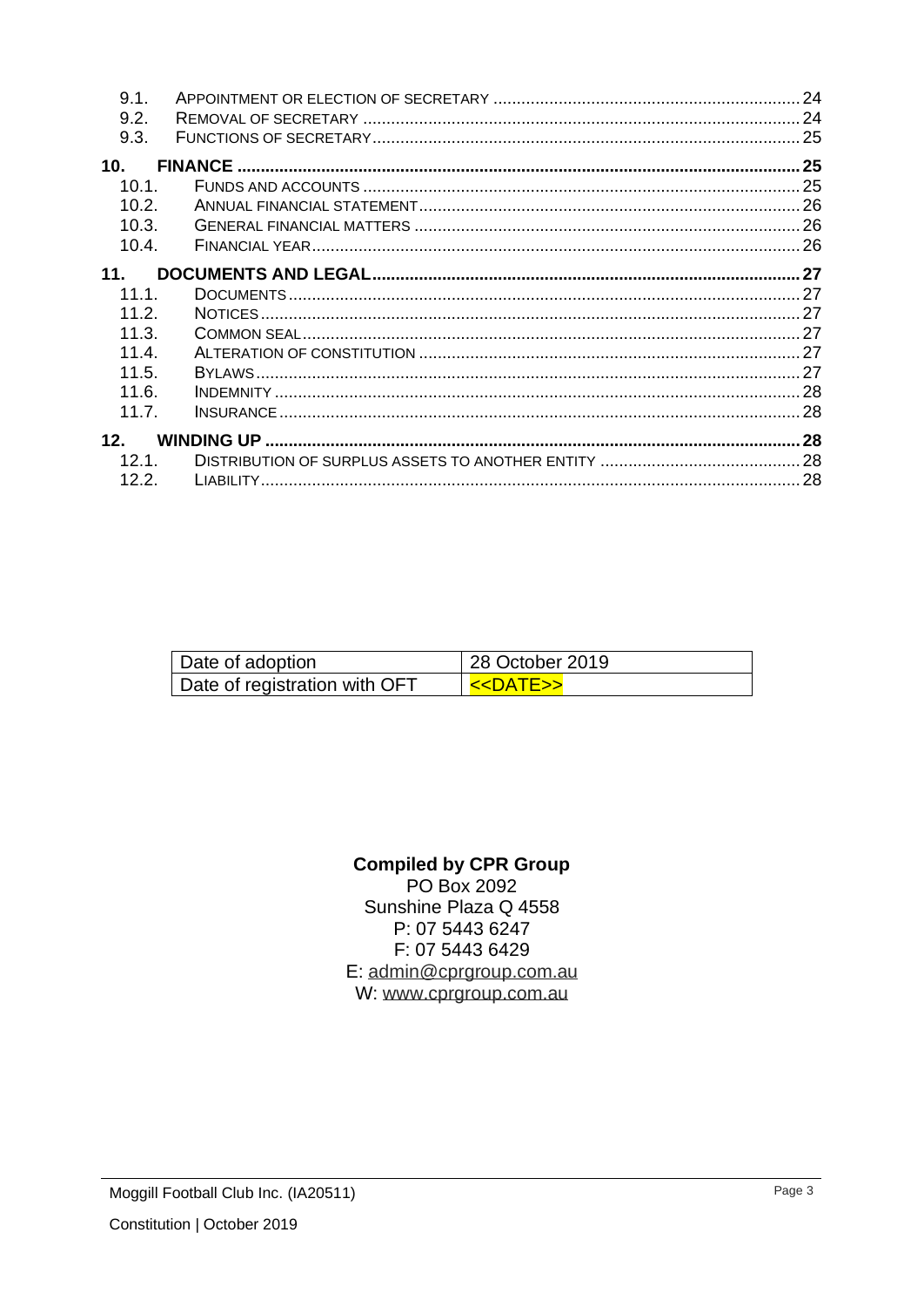| | | |
|---|---|---|
| 9.1. | APPOINTMENT OR ELECTION OF SECRETARY | 24 |
| 9.2. | REMOVAL OF SECRETARY | 24 |
| 9.3. | FUNCTIONS OF SECRETARY | 25 |
| **10.** | **FINANCE** | **25** |
| 10.1. | FUNDS AND ACCOUNTS | 25 |
| 10.2. | ANNUAL FINANCIAL STATEMENT | 26 |
| 10.3. | GENERAL FINANCIAL MATTERS | 26 |
| 10.4. | FINANCIAL YEAR | 26 |
| **11.** | **DOCUMENTS AND LEGAL** | **27** |
| 11.1. | DOCUMENTS | 27 |
| 11.2. | NOTICES | 27 |
| 11.3. | COMMON SEAL | 27 |
| 11.4. | ALTERATION OF CONSTITUTION | 27 |
| 11.5. | BYLAWS | 27 |
| 11.6. | INDEMNITY | 28 |
| 11.7. | INSURANCE | 28 |
| **12.** | **WINDING UP** | **28** |
| 12.1. | DISTRIBUTION OF SURPLUS ASSETS TO ANOTHER ENTITY | 28 |
| 12.2. | LIABILITY | 28 |

| Date of adoption | 28 October 2019 |
|---|---|
| Date of registration with OFT | <<DATE>> |

**Compiled by CPR Group**
PO Box 2092
Sunshine Plaza Q 4558
P: 07 5443 6247
F: 07 5443 6429
E: admin@cprgroup.com.au
W: www.cprgroup.com.au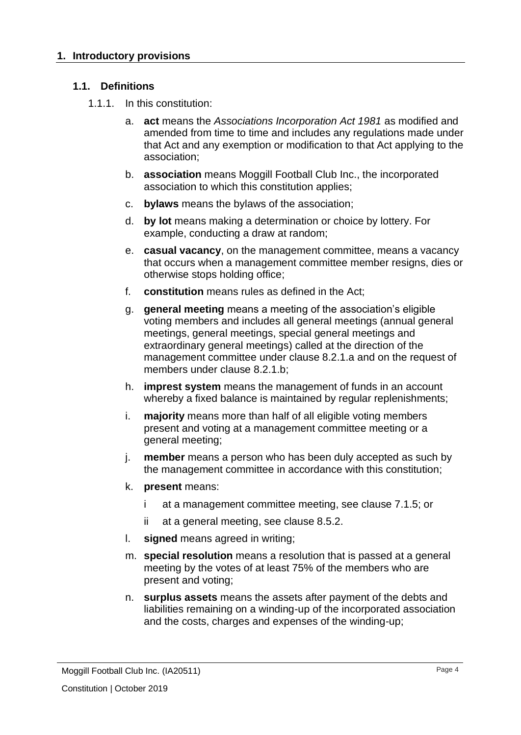## 1. Introductory provisions

### 1.1. Definitions

1.1.1. In this constitution:

a. **act** means the *Associations Incorporation Act 1981* as modified and amended from time to time and includes any regulations made under that Act and any exemption or modification to that Act applying to the association;

b. **association** means Moggill Football Club Inc., the incorporated association to which this constitution applies;

c. **bylaws** means the bylaws of the association;

d. **by lot** means making a determination or choice by lottery. For example, conducting a draw at random;

e. **casual vacancy**, on the management committee, means a vacancy that occurs when a management committee member resigns, dies or otherwise stops holding office;

f. **constitution** means rules as defined in the Act;

g. **general meeting** means a meeting of the association's eligible voting members and includes all general meetings (annual general meetings, general meetings, special general meetings and extraordinary general meetings) called at the direction of the management committee under clause 8.2.1.a and on the request of members under clause 8.2.1.b;

h. **imprest system** means the management of funds in an account whereby a fixed balance is maintained by regular replenishments;

i. **majority** means more than half of all eligible voting members present and voting at a management committee meeting or a general meeting;

j. **member** means a person who has been duly accepted as such by the management committee in accordance with this constitution;

k. **present** means:

   i at a management committee meeting, see clause 7.1.5; or

   ii at a general meeting, see clause 8.5.2.

l. **signed** means agreed in writing;

m. **special resolution** means a resolution that is passed at a general meeting by the votes of at least 75% of the members who are present and voting;

n. **surplus assets** means the assets after payment of the debts and liabilities remaining on a winding-up of the incorporated association and the costs, charges and expenses of the winding-up;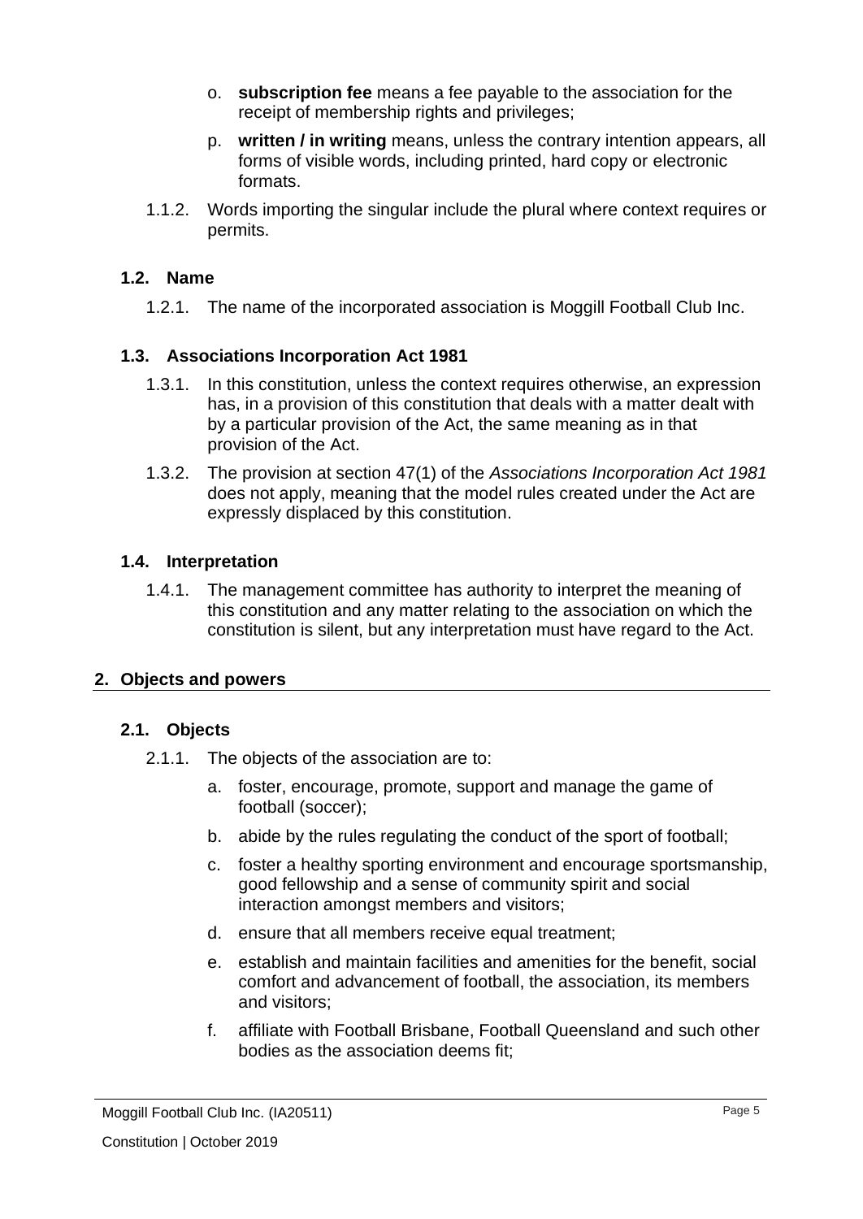o. **subscription fee** means a fee payable to the association for the receipt of membership rights and privileges;

p. **written / in writing** means, unless the contrary intention appears, all forms of visible words, including printed, hard copy or electronic formats.

1.1.2. Words importing the singular include the plural where context requires or permits.

### 1.2. Name

1.2.1. The name of the incorporated association is Moggill Football Club Inc.

### 1.3. Associations Incorporation Act 1981

1.3.1. In this constitution, unless the context requires otherwise, an expression has, in a provision of this constitution that deals with a matter dealt with by a particular provision of the Act, the same meaning as in that provision of the Act.

1.3.2. The provision at section 47(1) of the *Associations Incorporation Act 1981* does not apply, meaning that the model rules created under the Act are expressly displaced by this constitution.

### 1.4. Interpretation

1.4.1. The management committee has authority to interpret the meaning of this constitution and any matter relating to the association on which the constitution is silent, but any interpretation must have regard to the Act.

## 2. Objects and powers

### 2.1. Objects

2.1.1. The objects of the association are to:

a. foster, encourage, promote, support and manage the game of football (soccer);

b. abide by the rules regulating the conduct of the sport of football;

c. foster a healthy sporting environment and encourage sportsmanship, good fellowship and a sense of community spirit and social interaction amongst members and visitors;

d. ensure that all members receive equal treatment;

e. establish and maintain facilities and amenities for the benefit, social comfort and advancement of football, the association, its members and visitors;

f. affiliate with Football Brisbane, Football Queensland and such other bodies as the association deems fit;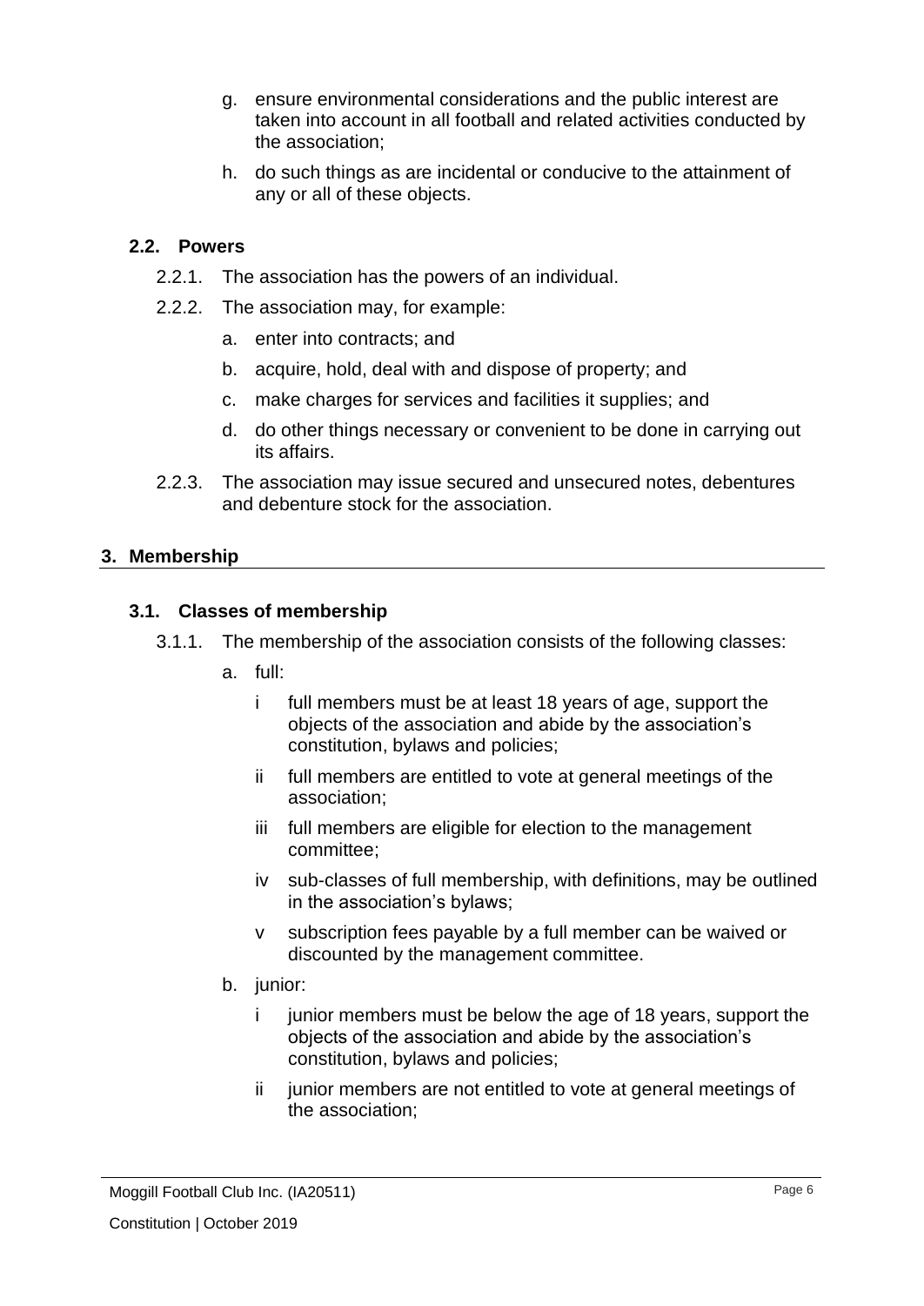g. ensure environmental considerations and the public interest are taken into account in all football and related activities conducted by the association;

h. do such things as are incidental or conducive to the attainment of any or all of these objects.

### 2.2. Powers

2.2.1. The association has the powers of an individual.

2.2.2. The association may, for example:

a. enter into contracts; and

b. acquire, hold, deal with and dispose of property; and

c. make charges for services and facilities it supplies; and

d. do other things necessary or convenient to be done in carrying out its affairs.

2.2.3. The association may issue secured and unsecured notes, debentures and debenture stock for the association.

## 3. Membership

### 3.1. Classes of membership

3.1.1. The membership of the association consists of the following classes:

a. full:

i full members must be at least 18 years of age, support the objects of the association and abide by the association's constitution, bylaws and policies;

ii full members are entitled to vote at general meetings of the association;

iii full members are eligible for election to the management committee;

iv sub-classes of full membership, with definitions, may be outlined in the association's bylaws;

v subscription fees payable by a full member can be waived or discounted by the management committee.

b. junior:

i junior members must be below the age of 18 years, support the objects of the association and abide by the association's constitution, bylaws and policies;

ii junior members are not entitled to vote at general meetings of the association;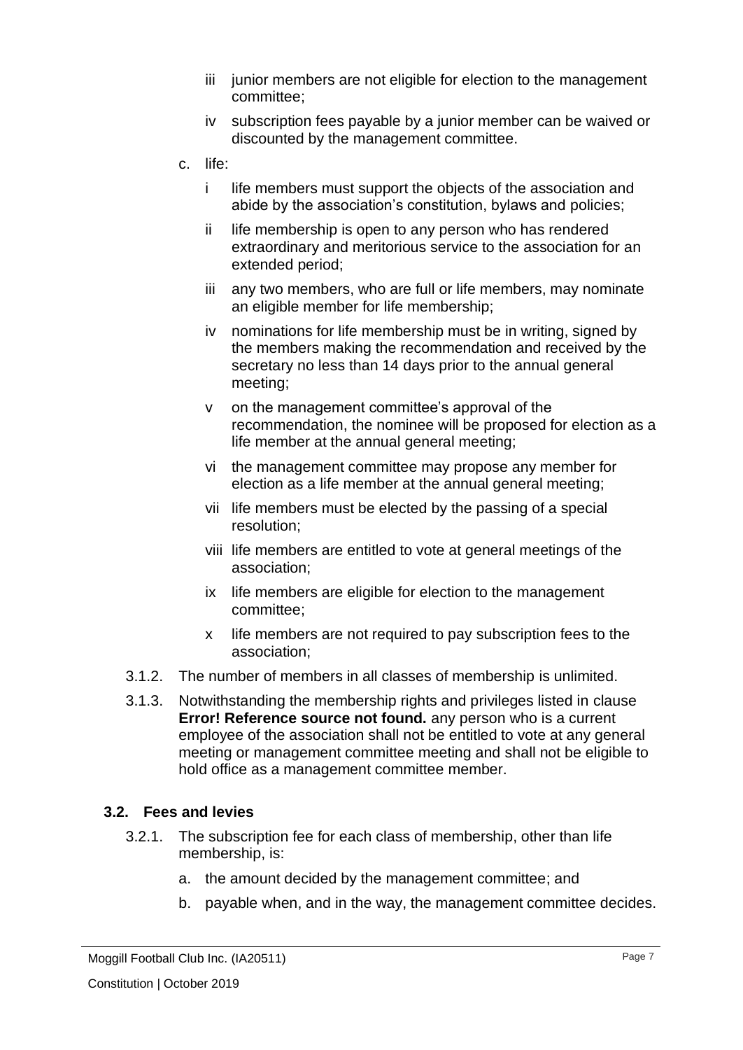iii junior members are not eligible for election to the management committee;

iv subscription fees payable by a junior member can be waived or discounted by the management committee.

c. life:

i life members must support the objects of the association and abide by the association's constitution, bylaws and policies;

ii life membership is open to any person who has rendered extraordinary and meritorious service to the association for an extended period;

iii any two members, who are full or life members, may nominate an eligible member for life membership;

iv nominations for life membership must be in writing, signed by the members making the recommendation and received by the secretary no less than 14 days prior to the annual general meeting;

v on the management committee's approval of the recommendation, the nominee will be proposed for election as a life member at the annual general meeting;

vi the management committee may propose any member for election as a life member at the annual general meeting;

vii life members must be elected by the passing of a special resolution;

viii life members are entitled to vote at general meetings of the association;

ix life members are eligible for election to the management committee;

x life members are not required to pay subscription fees to the association;

3.1.2. The number of members in all classes of membership is unlimited.

3.1.3. Notwithstanding the membership rights and privileges listed in clause **Error! Reference source not found.** any person who is a current employee of the association shall not be entitled to vote at any general meeting or management committee meeting and shall not be eligible to hold office as a management committee member.

### 3.2. Fees and levies

3.2.1. The subscription fee for each class of membership, other than life membership, is:

a. the amount decided by the management committee; and

b. payable when, and in the way, the management committee decides.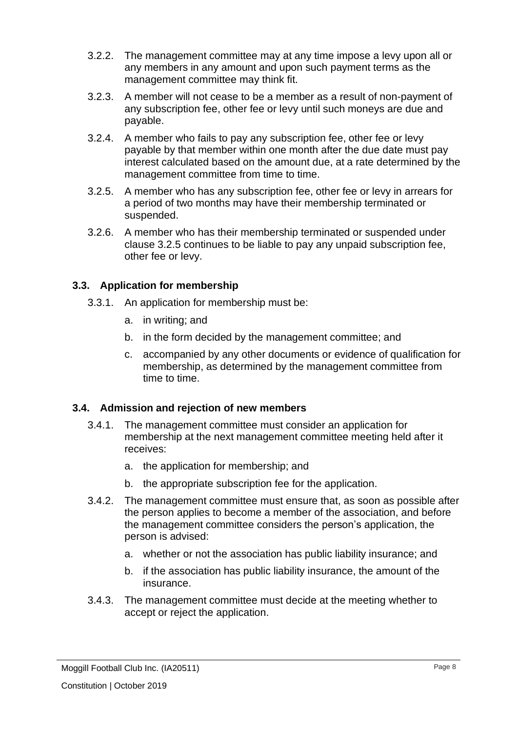3.2.2. The management committee may at any time impose a levy upon all or any members in any amount and upon such payment terms as the management committee may think fit.

3.2.3. A member will not cease to be a member as a result of non-payment of any subscription fee, other fee or levy until such moneys are due and payable.

3.2.4. A member who fails to pay any subscription fee, other fee or levy payable by that member within one month after the due date must pay interest calculated based on the amount due, at a rate determined by the management committee from time to time.

3.2.5. A member who has any subscription fee, other fee or levy in arrears for a period of two months may have their membership terminated or suspended.

3.2.6. A member who has their membership terminated or suspended under clause 3.2.5 continues to be liable to pay any unpaid subscription fee, other fee or levy.

### 3.3. Application for membership

3.3.1. An application for membership must be:

a. in writing; and

b. in the form decided by the management committee; and

c. accompanied by any other documents or evidence of qualification for membership, as determined by the management committee from time to time.

### 3.4. Admission and rejection of new members

3.4.1. The management committee must consider an application for membership at the next management committee meeting held after it receives:

a. the application for membership; and

b. the appropriate subscription fee for the application.

3.4.2. The management committee must ensure that, as soon as possible after the person applies to become a member of the association, and before the management committee considers the person's application, the person is advised:

a. whether or not the association has public liability insurance; and

b. if the association has public liability insurance, the amount of the insurance.

3.4.3. The management committee must decide at the meeting whether to accept or reject the application.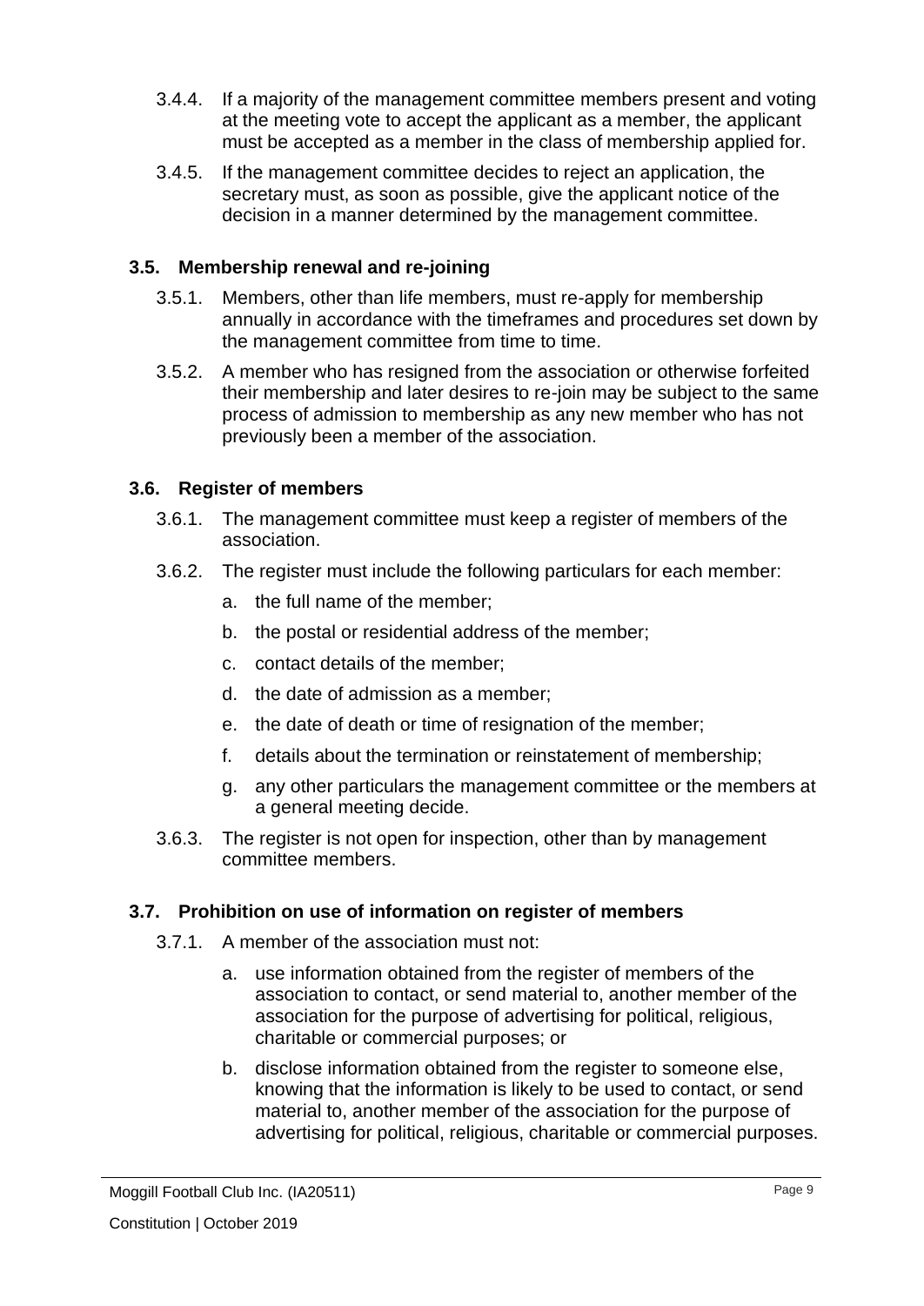3.4.4. If a majority of the management committee members present and voting at the meeting vote to accept the applicant as a member, the applicant must be accepted as a member in the class of membership applied for.

3.4.5. If the management committee decides to reject an application, the secretary must, as soon as possible, give the applicant notice of the decision in a manner determined by the management committee.

### 3.5. Membership renewal and re-joining

3.5.1. Members, other than life members, must re-apply for membership annually in accordance with the timeframes and procedures set down by the management committee from time to time.

3.5.2. A member who has resigned from the association or otherwise forfeited their membership and later desires to re-join may be subject to the same process of admission to membership as any new member who has not previously been a member of the association.

### 3.6. Register of members

3.6.1. The management committee must keep a register of members of the association.

3.6.2. The register must include the following particulars for each member:

a. the full name of the member;

b. the postal or residential address of the member;

c. contact details of the member;

d. the date of admission as a member;

e. the date of death or time of resignation of the member;

f. details about the termination or reinstatement of membership;

g. any other particulars the management committee or the members at a general meeting decide.

3.6.3. The register is not open for inspection, other than by management committee members.

### 3.7. Prohibition on use of information on register of members

3.7.1. A member of the association must not:

a. use information obtained from the register of members of the association to contact, or send material to, another member of the association for the purpose of advertising for political, religious, charitable or commercial purposes; or

b. disclose information obtained from the register to someone else, knowing that the information is likely to be used to contact, or send material to, another member of the association for the purpose of advertising for political, religious, charitable or commercial purposes.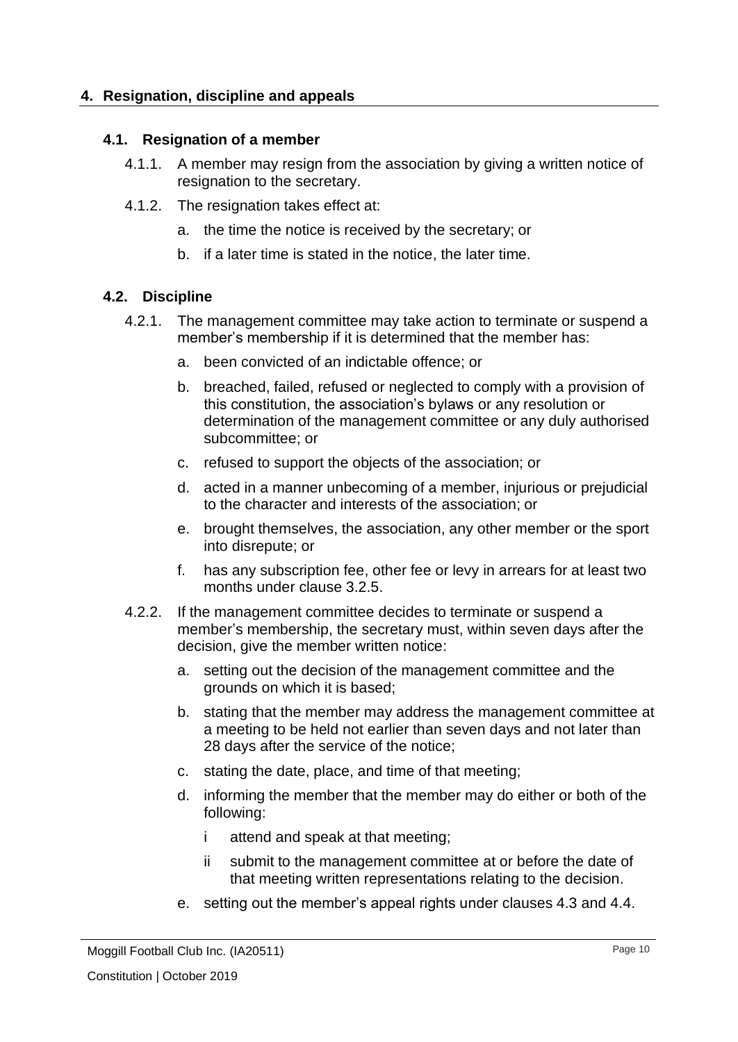## 4. Resignation, discipline and appeals

### 4.1. Resignation of a member

4.1.1. A member may resign from the association by giving a written notice of resignation to the secretary.

4.1.2. The resignation takes effect at:

a. the time the notice is received by the secretary; or

b. if a later time is stated in the notice, the later time.

### 4.2. Discipline

4.2.1. The management committee may take action to terminate or suspend a member's membership if it is determined that the member has:

a. been convicted of an indictable offence; or

b. breached, failed, refused or neglected to comply with a provision of this constitution, the association's bylaws or any resolution or determination of the management committee or any duly authorised subcommittee; or

c. refused to support the objects of the association; or

d. acted in a manner unbecoming of a member, injurious or prejudicial to the character and interests of the association; or

e. brought themselves, the association, any other member or the sport into disrepute; or

f. has any subscription fee, other fee or levy in arrears for at least two months under clause 3.2.5.

4.2.2. If the management committee decides to terminate or suspend a member's membership, the secretary must, within seven days after the decision, give the member written notice:

a. setting out the decision of the management committee and the grounds on which it is based;

b. stating that the member may address the management committee at a meeting to be held not earlier than seven days and not later than 28 days after the service of the notice;

c. stating the date, place, and time of that meeting;

d. informing the member that the member may do either or both of the following:

i attend and speak at that meeting;

ii submit to the management committee at or before the date of that meeting written representations relating to the decision.

e. setting out the member's appeal rights under clauses 4.3 and 4.4.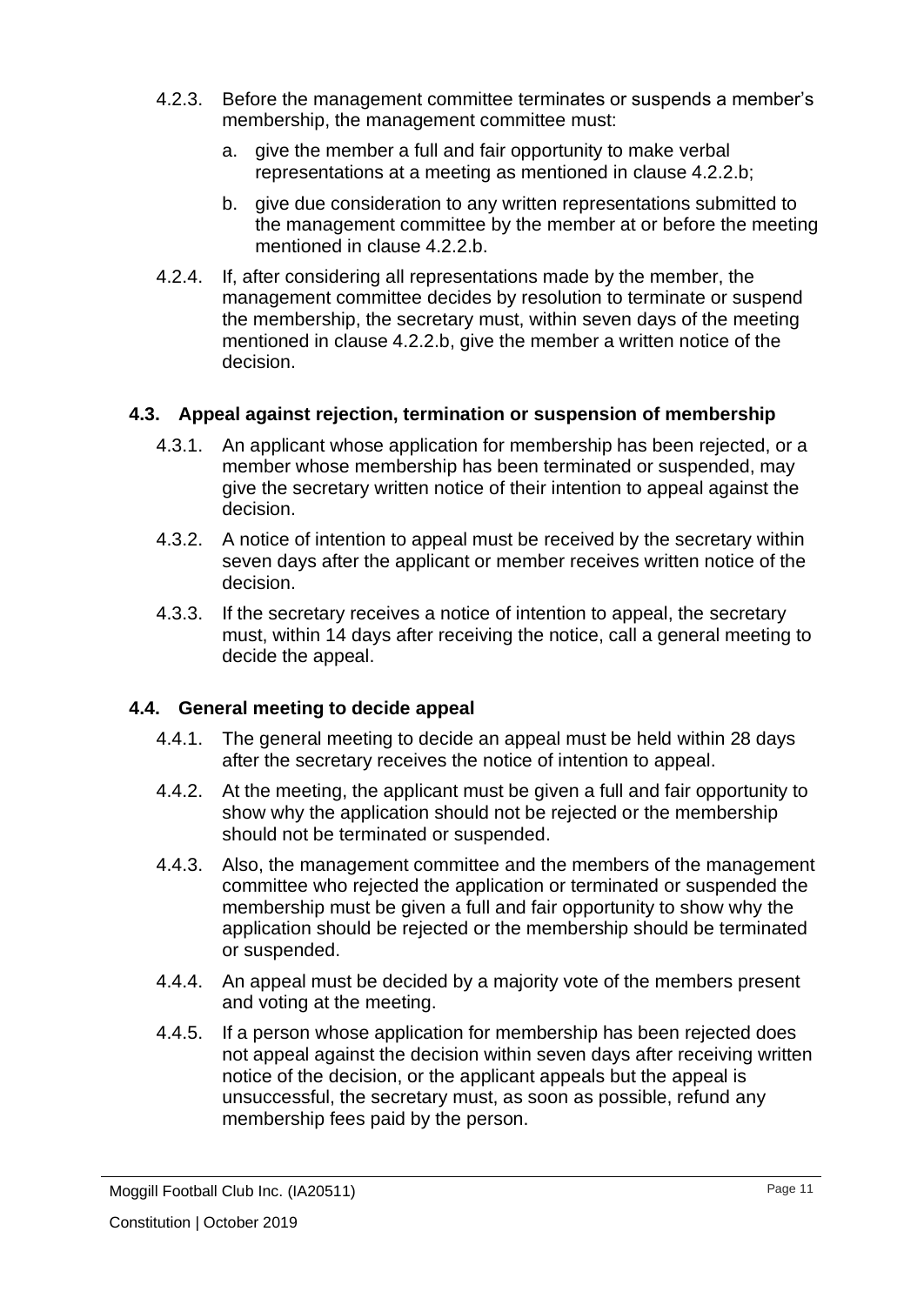4.2.3. Before the management committee terminates or suspends a member's membership, the management committee must:

a. give the member a full and fair opportunity to make verbal representations at a meeting as mentioned in clause 4.2.2.b;

b. give due consideration to any written representations submitted to the management committee by the member at or before the meeting mentioned in clause 4.2.2.b.

4.2.4. If, after considering all representations made by the member, the management committee decides by resolution to terminate or suspend the membership, the secretary must, within seven days of the meeting mentioned in clause 4.2.2.b, give the member a written notice of the decision.

### 4.3. Appeal against rejection, termination or suspension of membership

4.3.1. An applicant whose application for membership has been rejected, or a member whose membership has been terminated or suspended, may give the secretary written notice of their intention to appeal against the decision.

4.3.2. A notice of intention to appeal must be received by the secretary within seven days after the applicant or member receives written notice of the decision.

4.3.3. If the secretary receives a notice of intention to appeal, the secretary must, within 14 days after receiving the notice, call a general meeting to decide the appeal.

### 4.4. General meeting to decide appeal

4.4.1. The general meeting to decide an appeal must be held within 28 days after the secretary receives the notice of intention to appeal.

4.4.2. At the meeting, the applicant must be given a full and fair opportunity to show why the application should not be rejected or the membership should not be terminated or suspended.

4.4.3. Also, the management committee and the members of the management committee who rejected the application or terminated or suspended the membership must be given a full and fair opportunity to show why the application should be rejected or the membership should be terminated or suspended.

4.4.4. An appeal must be decided by a majority vote of the members present and voting at the meeting.

4.4.5. If a person whose application for membership has been rejected does not appeal against the decision within seven days after receiving written notice of the decision, or the applicant appeals but the appeal is unsuccessful, the secretary must, as soon as possible, refund any membership fees paid by the person.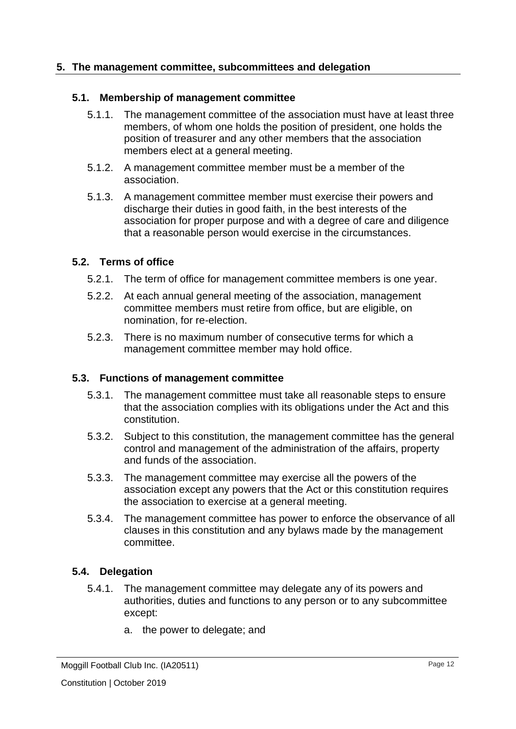## 5. The management committee, subcommittees and delegation

### 5.1. Membership of management committee

5.1.1. The management committee of the association must have at least three members, of whom one holds the position of president, one holds the position of treasurer and any other members that the association members elect at a general meeting.

5.1.2. A management committee member must be a member of the association.

5.1.3. A management committee member must exercise their powers and discharge their duties in good faith, in the best interests of the association for proper purpose and with a degree of care and diligence that a reasonable person would exercise in the circumstances.

### 5.2. Terms of office

5.2.1. The term of office for management committee members is one year.

5.2.2. At each annual general meeting of the association, management committee members must retire from office, but are eligible, on nomination, for re-election.

5.2.3. There is no maximum number of consecutive terms for which a management committee member may hold office.

### 5.3. Functions of management committee

5.3.1. The management committee must take all reasonable steps to ensure that the association complies with its obligations under the Act and this constitution.

5.3.2. Subject to this constitution, the management committee has the general control and management of the administration of the affairs, property and funds of the association.

5.3.3. The management committee may exercise all the powers of the association except any powers that the Act or this constitution requires the association to exercise at a general meeting.

5.3.4. The management committee has power to enforce the observance of all clauses in this constitution and any bylaws made by the management committee.

### 5.4. Delegation

5.4.1. The management committee may delegate any of its powers and authorities, duties and functions to any person or to any subcommittee except:

a. the power to delegate; and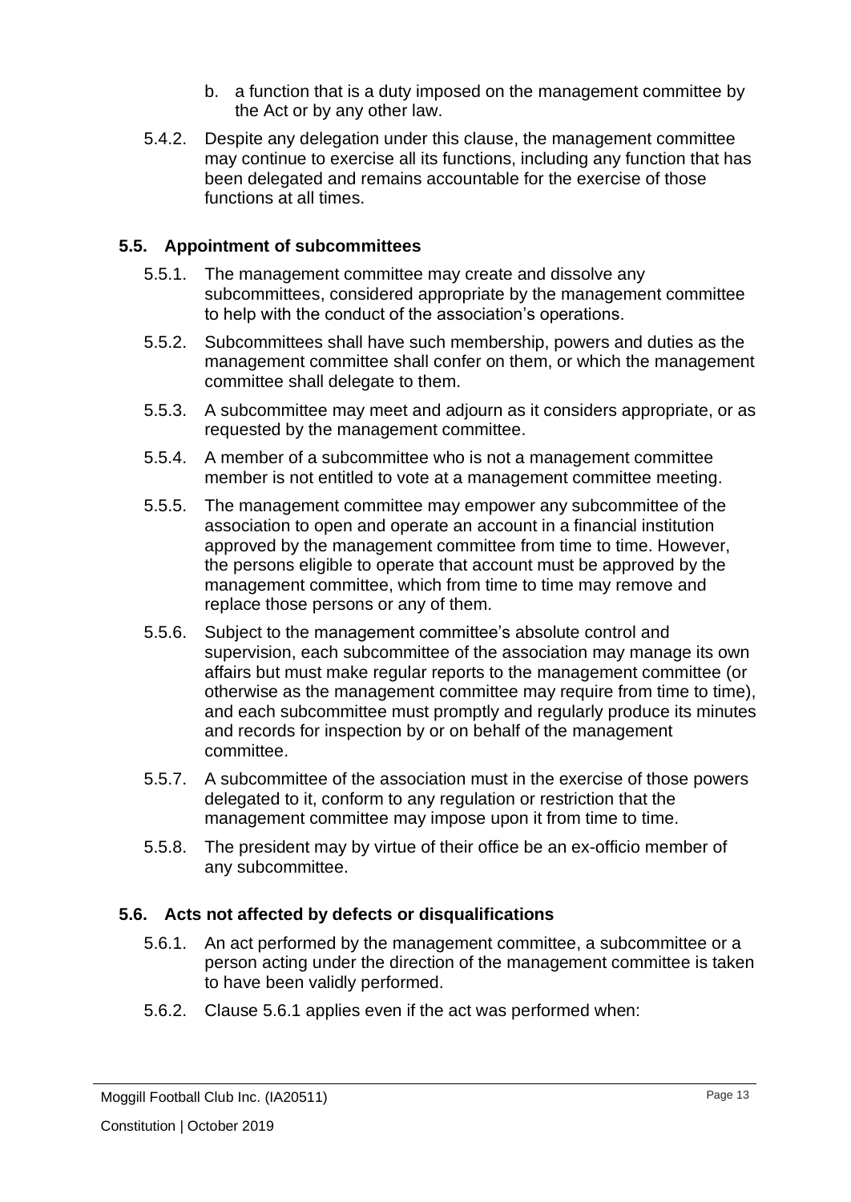b. a function that is a duty imposed on the management committee by the Act or by any other law.

5.4.2. Despite any delegation under this clause, the management committee may continue to exercise all its functions, including any function that has been delegated and remains accountable for the exercise of those functions at all times.

### 5.5. Appointment of subcommittees

5.5.1. The management committee may create and dissolve any subcommittees, considered appropriate by the management committee to help with the conduct of the association's operations.

5.5.2. Subcommittees shall have such membership, powers and duties as the management committee shall confer on them, or which the management committee shall delegate to them.

5.5.3. A subcommittee may meet and adjourn as it considers appropriate, or as requested by the management committee.

5.5.4. A member of a subcommittee who is not a management committee member is not entitled to vote at a management committee meeting.

5.5.5. The management committee may empower any subcommittee of the association to open and operate an account in a financial institution approved by the management committee from time to time. However, the persons eligible to operate that account must be approved by the management committee, which from time to time may remove and replace those persons or any of them.

5.5.6. Subject to the management committee's absolute control and supervision, each subcommittee of the association may manage its own affairs but must make regular reports to the management committee (or otherwise as the management committee may require from time to time), and each subcommittee must promptly and regularly produce its minutes and records for inspection by or on behalf of the management committee.

5.5.7. A subcommittee of the association must in the exercise of those powers delegated to it, conform to any regulation or restriction that the management committee may impose upon it from time to time.

5.5.8. The president may by virtue of their office be an ex-officio member of any subcommittee.

### 5.6. Acts not affected by defects or disqualifications

5.6.1. An act performed by the management committee, a subcommittee or a person acting under the direction of the management committee is taken to have been validly performed.

5.6.2. Clause 5.6.1 applies even if the act was performed when: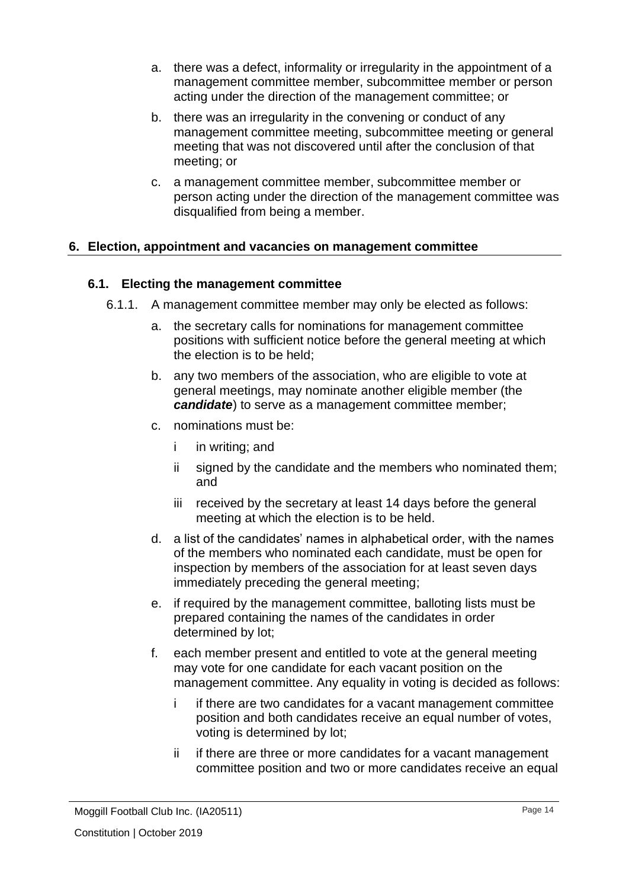a. there was a defect, informality or irregularity in the appointment of a management committee member, subcommittee member or person acting under the direction of the management committee; or

b. there was an irregularity in the convening or conduct of any management committee meeting, subcommittee meeting or general meeting that was not discovered until after the conclusion of that meeting; or

c. a management committee member, subcommittee member or person acting under the direction of the management committee was disqualified from being a member.

## 6. Election, appointment and vacancies on management committee

### 6.1. Electing the management committee

6.1.1. A management committee member may only be elected as follows:

a. the secretary calls for nominations for management committee positions with sufficient notice before the general meeting at which the election is to be held;

b. any two members of the association, who are eligible to vote at general meetings, may nominate another eligible member (the ***candidate***) to serve as a management committee member;

c. nominations must be:

   i in writing; and

   ii signed by the candidate and the members who nominated them; and

   iii received by the secretary at least 14 days before the general meeting at which the election is to be held.

d. a list of the candidates' names in alphabetical order, with the names of the members who nominated each candidate, must be open for inspection by members of the association for at least seven days immediately preceding the general meeting;

e. if required by the management committee, balloting lists must be prepared containing the names of the candidates in order determined by lot;

f. each member present and entitled to vote at the general meeting may vote for one candidate for each vacant position on the management committee. Any equality in voting is decided as follows:

   i if there are two candidates for a vacant management committee position and both candidates receive an equal number of votes, voting is determined by lot;

   ii if there are three or more candidates for a vacant management committee position and two or more candidates receive an equal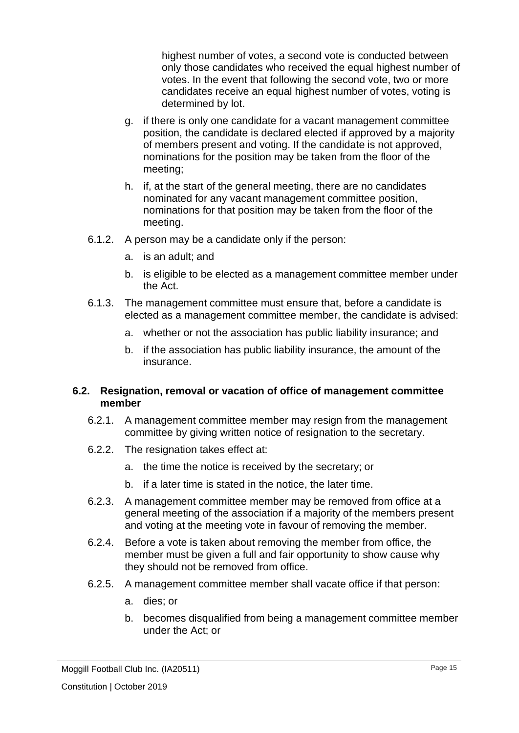highest number of votes, a second vote is conducted between only those candidates who received the equal highest number of votes. In the event that following the second vote, two or more candidates receive an equal highest number of votes, voting is determined by lot.

g. if there is only one candidate for a vacant management committee position, the candidate is declared elected if approved by a majority of members present and voting. If the candidate is not approved, nominations for the position may be taken from the floor of the meeting;

h. if, at the start of the general meeting, there are no candidates nominated for any vacant management committee position, nominations for that position may be taken from the floor of the meeting.

6.1.2. A person may be a candidate only if the person:

a. is an adult; and

b. is eligible to be elected as a management committee member under the Act.

6.1.3. The management committee must ensure that, before a candidate is elected as a management committee member, the candidate is advised:

a. whether or not the association has public liability insurance; and

b. if the association has public liability insurance, the amount of the insurance.

### 6.2. Resignation, removal or vacation of office of management committee member

6.2.1. A management committee member may resign from the management committee by giving written notice of resignation to the secretary.

6.2.2. The resignation takes effect at:

a. the time the notice is received by the secretary; or

b. if a later time is stated in the notice, the later time.

6.2.3. A management committee member may be removed from office at a general meeting of the association if a majority of the members present and voting at the meeting vote in favour of removing the member.

6.2.4. Before a vote is taken about removing the member from office, the member must be given a full and fair opportunity to show cause why they should not be removed from office.

6.2.5. A management committee member shall vacate office if that person:

a. dies; or

b. becomes disqualified from being a management committee member under the Act; or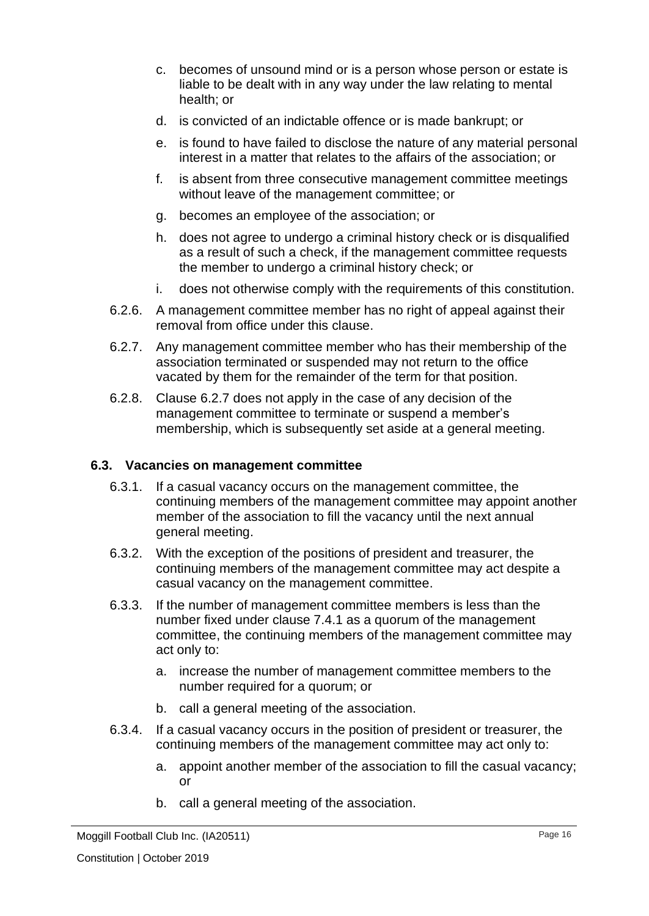c. becomes of unsound mind or is a person whose person or estate is liable to be dealt with in any way under the law relating to mental health; or

d. is convicted of an indictable offence or is made bankrupt; or

e. is found to have failed to disclose the nature of any material personal interest in a matter that relates to the affairs of the association; or

f. is absent from three consecutive management committee meetings without leave of the management committee; or

g. becomes an employee of the association; or

h. does not agree to undergo a criminal history check or is disqualified as a result of such a check, if the management committee requests the member to undergo a criminal history check; or

i. does not otherwise comply with the requirements of this constitution.

6.2.6. A management committee member has no right of appeal against their removal from office under this clause.

6.2.7. Any management committee member who has their membership of the association terminated or suspended may not return to the office vacated by them for the remainder of the term for that position.

6.2.8. Clause 6.2.7 does not apply in the case of any decision of the management committee to terminate or suspend a member's membership, which is subsequently set aside at a general meeting.

### 6.3. Vacancies on management committee

6.3.1. If a casual vacancy occurs on the management committee, the continuing members of the management committee may appoint another member of the association to fill the vacancy until the next annual general meeting.

6.3.2. With the exception of the positions of president and treasurer, the continuing members of the management committee may act despite a casual vacancy on the management committee.

6.3.3. If the number of management committee members is less than the number fixed under clause 7.4.1 as a quorum of the management committee, the continuing members of the management committee may act only to:

a. increase the number of management committee members to the number required for a quorum; or

b. call a general meeting of the association.

6.3.4. If a casual vacancy occurs in the position of president or treasurer, the continuing members of the management committee may act only to:

a. appoint another member of the association to fill the casual vacancy; or

b. call a general meeting of the association.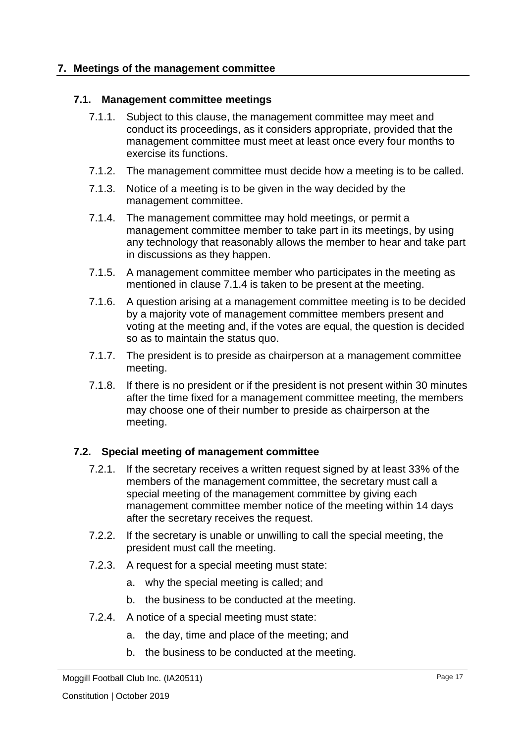## 7. Meetings of the management committee

### 7.1. Management committee meetings

7.1.1. Subject to this clause, the management committee may meet and conduct its proceedings, as it considers appropriate, provided that the management committee must meet at least once every four months to exercise its functions.

7.1.2. The management committee must decide how a meeting is to be called.

7.1.3. Notice of a meeting is to be given in the way decided by the management committee.

7.1.4. The management committee may hold meetings, or permit a management committee member to take part in its meetings, by using any technology that reasonably allows the member to hear and take part in discussions as they happen.

7.1.5. A management committee member who participates in the meeting as mentioned in clause 7.1.4 is taken to be present at the meeting.

7.1.6. A question arising at a management committee meeting is to be decided by a majority vote of management committee members present and voting at the meeting and, if the votes are equal, the question is decided so as to maintain the status quo.

7.1.7. The president is to preside as chairperson at a management committee meeting.

7.1.8. If there is no president or if the president is not present within 30 minutes after the time fixed for a management committee meeting, the members may choose one of their number to preside as chairperson at the meeting.

### 7.2. Special meeting of management committee

7.2.1. If the secretary receives a written request signed by at least 33% of the members of the management committee, the secretary must call a special meeting of the management committee by giving each management committee member notice of the meeting within 14 days after the secretary receives the request.

7.2.2. If the secretary is unable or unwilling to call the special meeting, the president must call the meeting.

7.2.3. A request for a special meeting must state:

a. why the special meeting is called; and

b. the business to be conducted at the meeting.

7.2.4. A notice of a special meeting must state:

a. the day, time and place of the meeting; and

b. the business to be conducted at the meeting.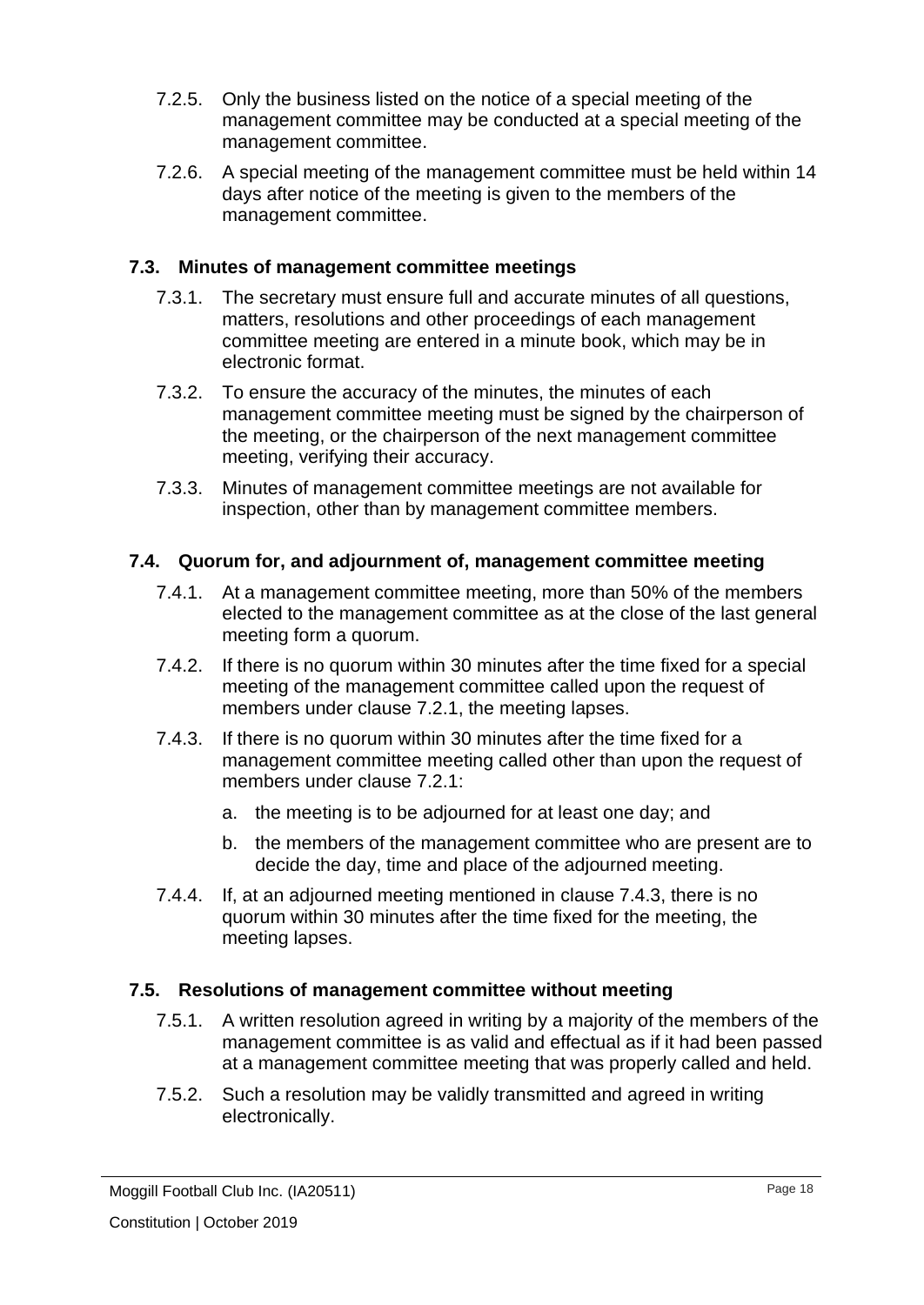7.2.5. Only the business listed on the notice of a special meeting of the management committee may be conducted at a special meeting of the management committee.

7.2.6. A special meeting of the management committee must be held within 14 days after notice of the meeting is given to the members of the management committee.

### 7.3. Minutes of management committee meetings

7.3.1. The secretary must ensure full and accurate minutes of all questions, matters, resolutions and other proceedings of each management committee meeting are entered in a minute book, which may be in electronic format.

7.3.2. To ensure the accuracy of the minutes, the minutes of each management committee meeting must be signed by the chairperson of the meeting, or the chairperson of the next management committee meeting, verifying their accuracy.

7.3.3. Minutes of management committee meetings are not available for inspection, other than by management committee members.

### 7.4. Quorum for, and adjournment of, management committee meeting

7.4.1. At a management committee meeting, more than 50% of the members elected to the management committee as at the close of the last general meeting form a quorum.

7.4.2. If there is no quorum within 30 minutes after the time fixed for a special meeting of the management committee called upon the request of members under clause 7.2.1, the meeting lapses.

7.4.3. If there is no quorum within 30 minutes after the time fixed for a management committee meeting called other than upon the request of members under clause 7.2.1:

a. the meeting is to be adjourned for at least one day; and

b. the members of the management committee who are present are to decide the day, time and place of the adjourned meeting.

7.4.4. If, at an adjourned meeting mentioned in clause 7.4.3, there is no quorum within 30 minutes after the time fixed for the meeting, the meeting lapses.

### 7.5. Resolutions of management committee without meeting

7.5.1. A written resolution agreed in writing by a majority of the members of the management committee is as valid and effectual as if it had been passed at a management committee meeting that was properly called and held.

7.5.2. Such a resolution may be validly transmitted and agreed in writing electronically.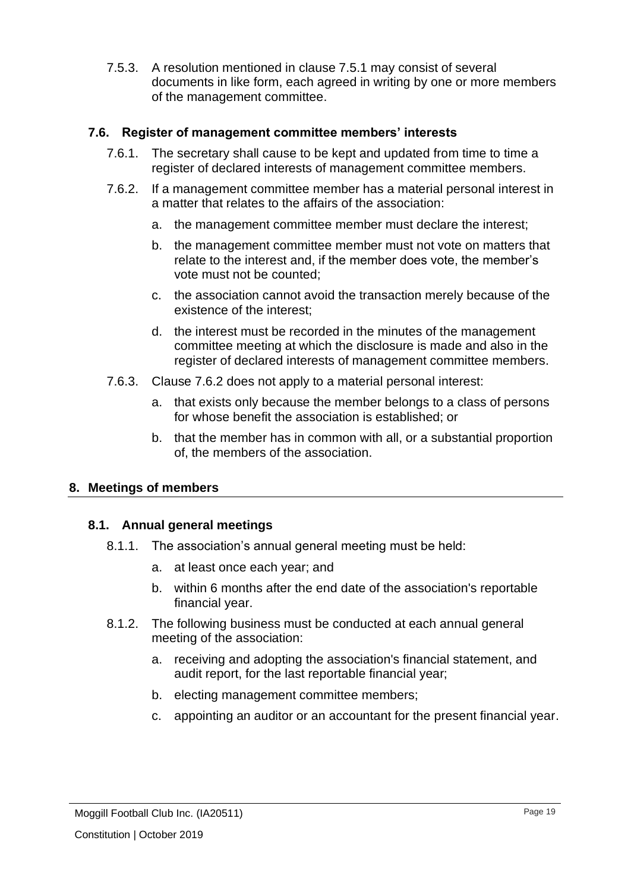7.5.3. A resolution mentioned in clause 7.5.1 may consist of several documents in like form, each agreed in writing by one or more members of the management committee.

### 7.6. Register of management committee members' interests

7.6.1. The secretary shall cause to be kept and updated from time to time a register of declared interests of management committee members.

7.6.2. If a management committee member has a material personal interest in a matter that relates to the affairs of the association:

a. the management committee member must declare the interest;

b. the management committee member must not vote on matters that relate to the interest and, if the member does vote, the member's vote must not be counted;

c. the association cannot avoid the transaction merely because of the existence of the interest;

d. the interest must be recorded in the minutes of the management committee meeting at which the disclosure is made and also in the register of declared interests of management committee members.

7.6.3. Clause 7.6.2 does not apply to a material personal interest:

a. that exists only because the member belongs to a class of persons for whose benefit the association is established; or

b. that the member has in common with all, or a substantial proportion of, the members of the association.

## 8. Meetings of members

### 8.1. Annual general meetings

8.1.1. The association's annual general meeting must be held:

a. at least once each year; and

b. within 6 months after the end date of the association's reportable financial year.

8.1.2. The following business must be conducted at each annual general meeting of the association:

a. receiving and adopting the association's financial statement, and audit report, for the last reportable financial year;

b. electing management committee members;

c. appointing an auditor or an accountant for the present financial year.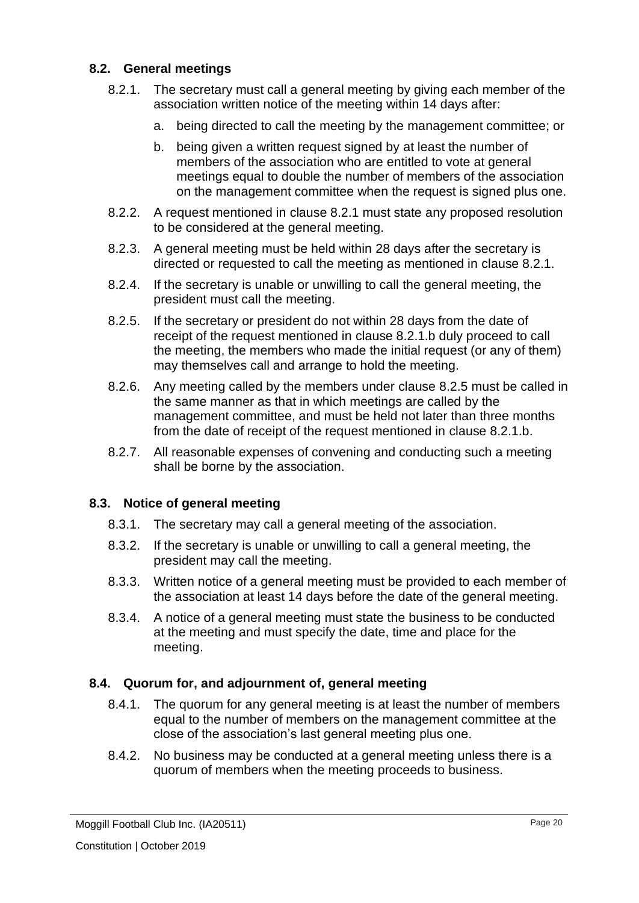### 8.2. General meetings

8.2.1. The secretary must call a general meeting by giving each member of the association written notice of the meeting within 14 days after:

a. being directed to call the meeting by the management committee; or

b. being given a written request signed by at least the number of members of the association who are entitled to vote at general meetings equal to double the number of members of the association on the management committee when the request is signed plus one.

8.2.2. A request mentioned in clause 8.2.1 must state any proposed resolution to be considered at the general meeting.

8.2.3. A general meeting must be held within 28 days after the secretary is directed or requested to call the meeting as mentioned in clause 8.2.1.

8.2.4. If the secretary is unable or unwilling to call the general meeting, the president must call the meeting.

8.2.5. If the secretary or president do not within 28 days from the date of receipt of the request mentioned in clause 8.2.1.b duly proceed to call the meeting, the members who made the initial request (or any of them) may themselves call and arrange to hold the meeting.

8.2.6. Any meeting called by the members under clause 8.2.5 must be called in the same manner as that in which meetings are called by the management committee, and must be held not later than three months from the date of receipt of the request mentioned in clause 8.2.1.b.

8.2.7. All reasonable expenses of convening and conducting such a meeting shall be borne by the association.

### 8.3. Notice of general meeting

8.3.1. The secretary may call a general meeting of the association.

8.3.2. If the secretary is unable or unwilling to call a general meeting, the president may call the meeting.

8.3.3. Written notice of a general meeting must be provided to each member of the association at least 14 days before the date of the general meeting.

8.3.4. A notice of a general meeting must state the business to be conducted at the meeting and must specify the date, time and place for the meeting.

### 8.4. Quorum for, and adjournment of, general meeting

8.4.1. The quorum for any general meeting is at least the number of members equal to the number of members on the management committee at the close of the association's last general meeting plus one.

8.4.2. No business may be conducted at a general meeting unless there is a quorum of members when the meeting proceeds to business.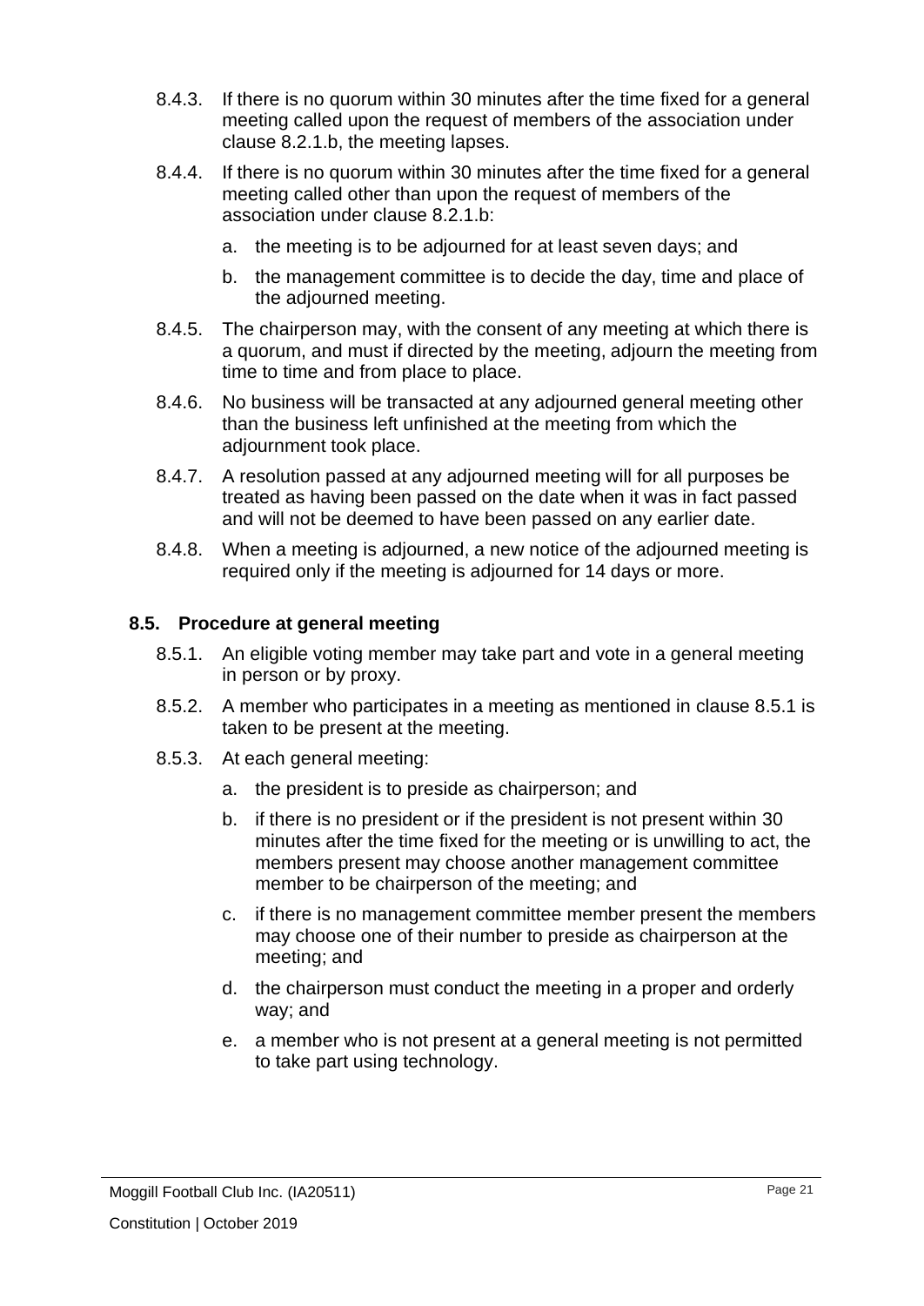8.4.3. If there is no quorum within 30 minutes after the time fixed for a general meeting called upon the request of members of the association under clause 8.2.1.b, the meeting lapses.

8.4.4. If there is no quorum within 30 minutes after the time fixed for a general meeting called other than upon the request of members of the association under clause 8.2.1.b:

a. the meeting is to be adjourned for at least seven days; and

b. the management committee is to decide the day, time and place of the adjourned meeting.

8.4.5. The chairperson may, with the consent of any meeting at which there is a quorum, and must if directed by the meeting, adjourn the meeting from time to time and from place to place.

8.4.6. No business will be transacted at any adjourned general meeting other than the business left unfinished at the meeting from which the adjournment took place.

8.4.7. A resolution passed at any adjourned meeting will for all purposes be treated as having been passed on the date when it was in fact passed and will not be deemed to have been passed on any earlier date.

8.4.8. When a meeting is adjourned, a new notice of the adjourned meeting is required only if the meeting is adjourned for 14 days or more.

### 8.5. Procedure at general meeting

8.5.1. An eligible voting member may take part and vote in a general meeting in person or by proxy.

8.5.2. A member who participates in a meeting as mentioned in clause 8.5.1 is taken to be present at the meeting.

8.5.3. At each general meeting:

a. the president is to preside as chairperson; and

b. if there is no president or if the president is not present within 30 minutes after the time fixed for the meeting or is unwilling to act, the members present may choose another management committee member to be chairperson of the meeting; and

c. if there is no management committee member present the members may choose one of their number to preside as chairperson at the meeting; and

d. the chairperson must conduct the meeting in a proper and orderly way; and

e. a member who is not present at a general meeting is not permitted to take part using technology.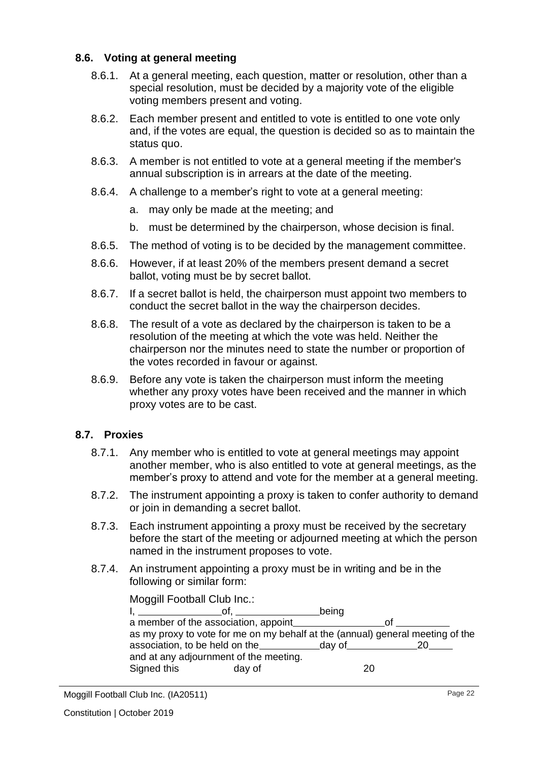### 8.6. Voting at general meeting

8.6.1. At a general meeting, each question, matter or resolution, other than a special resolution, must be decided by a majority vote of the eligible voting members present and voting.

8.6.2. Each member present and entitled to vote is entitled to one vote only and, if the votes are equal, the question is decided so as to maintain the status quo.

8.6.3. A member is not entitled to vote at a general meeting if the member's annual subscription is in arrears at the date of the meeting.

8.6.4. A challenge to a member's right to vote at a general meeting:

a. may only be made at the meeting; and

b. must be determined by the chairperson, whose decision is final.

8.6.5. The method of voting is to be decided by the management committee.

8.6.6. However, if at least 20% of the members present demand a secret ballot, voting must be by secret ballot.

8.6.7. If a secret ballot is held, the chairperson must appoint two members to conduct the secret ballot in the way the chairperson decides.

8.6.8. The result of a vote as declared by the chairperson is taken to be a resolution of the meeting at which the vote was held. Neither the chairperson nor the minutes need to state the number or proportion of the votes recorded in favour or against.

8.6.9. Before any vote is taken the chairperson must inform the meeting whether any proxy votes have been received and the manner in which proxy votes are to be cast.

### 8.7. Proxies

8.7.1. Any member who is entitled to vote at general meetings may appoint another member, who is also entitled to vote at general meetings, as the member's proxy to attend and vote for the member at a general meeting.

8.7.2. The instrument appointing a proxy is taken to confer authority to demand or join in demanding a secret ballot.

8.7.3. Each instrument appointing a proxy must be received by the secretary before the start of the meeting or adjourned meeting at which the person named in the instrument proposes to vote.

8.7.4. An instrument appointing a proxy must be in writing and be in the following or similar form:

Moggill Football Club Inc.:
I, _______________of, _______________being
a member of the association, appoint________________of _________
as my proxy to vote for me on my behalf at the (annual) general meeting of the association, to be held on the___________day of____________20____
and at any adjournment of the meeting.
Signed this day of 20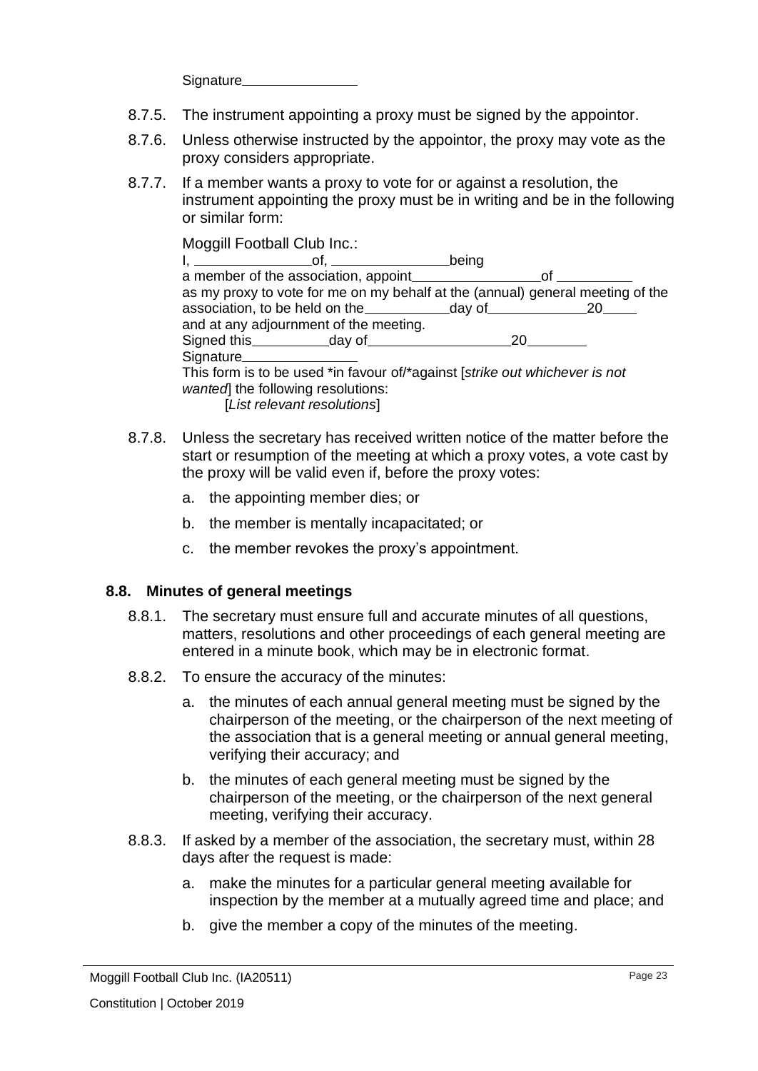Signature_______________

8.7.5. The instrument appointing a proxy must be signed by the appointor.

8.7.6. Unless otherwise instructed by the appointor, the proxy may vote as the proxy considers appropriate.

8.7.7. If a member wants a proxy to vote for or against a resolution, the instrument appointing the proxy must be in writing and be in the following or similar form:

> Moggill Football Club Inc.:
> I, _______________of, _______________being
> a member of the association, appoint________________of __________
> as my proxy to vote for me on my behalf at the (annual) general meeting of the association, to be held on the___________day of____________20____
> and at any adjournment of the meeting.
> Signed this__________day of__________________20________
> Signature_______________
> This form is to be used *in favour of/*against [*strike out whichever is not wanted*] the following resolutions:
> [*List relevant resolutions*]

8.7.8. Unless the secretary has received written notice of the matter before the start or resumption of the meeting at which a proxy votes, a vote cast by the proxy will be valid even if, before the proxy votes:

a. the appointing member dies; or

b. the member is mentally incapacitated; or

c. the member revokes the proxy's appointment.

### 8.8. Minutes of general meetings

8.8.1. The secretary must ensure full and accurate minutes of all questions, matters, resolutions and other proceedings of each general meeting are entered in a minute book, which may be in electronic format.

8.8.2. To ensure the accuracy of the minutes:

a. the minutes of each annual general meeting must be signed by the chairperson of the meeting, or the chairperson of the next meeting of the association that is a general meeting or annual general meeting, verifying their accuracy; and

b. the minutes of each general meeting must be signed by the chairperson of the meeting, or the chairperson of the next general meeting, verifying their accuracy.

8.8.3. If asked by a member of the association, the secretary must, within 28 days after the request is made:

a. make the minutes for a particular general meeting available for inspection by the member at a mutually agreed time and place; and

b. give the member a copy of the minutes of the meeting.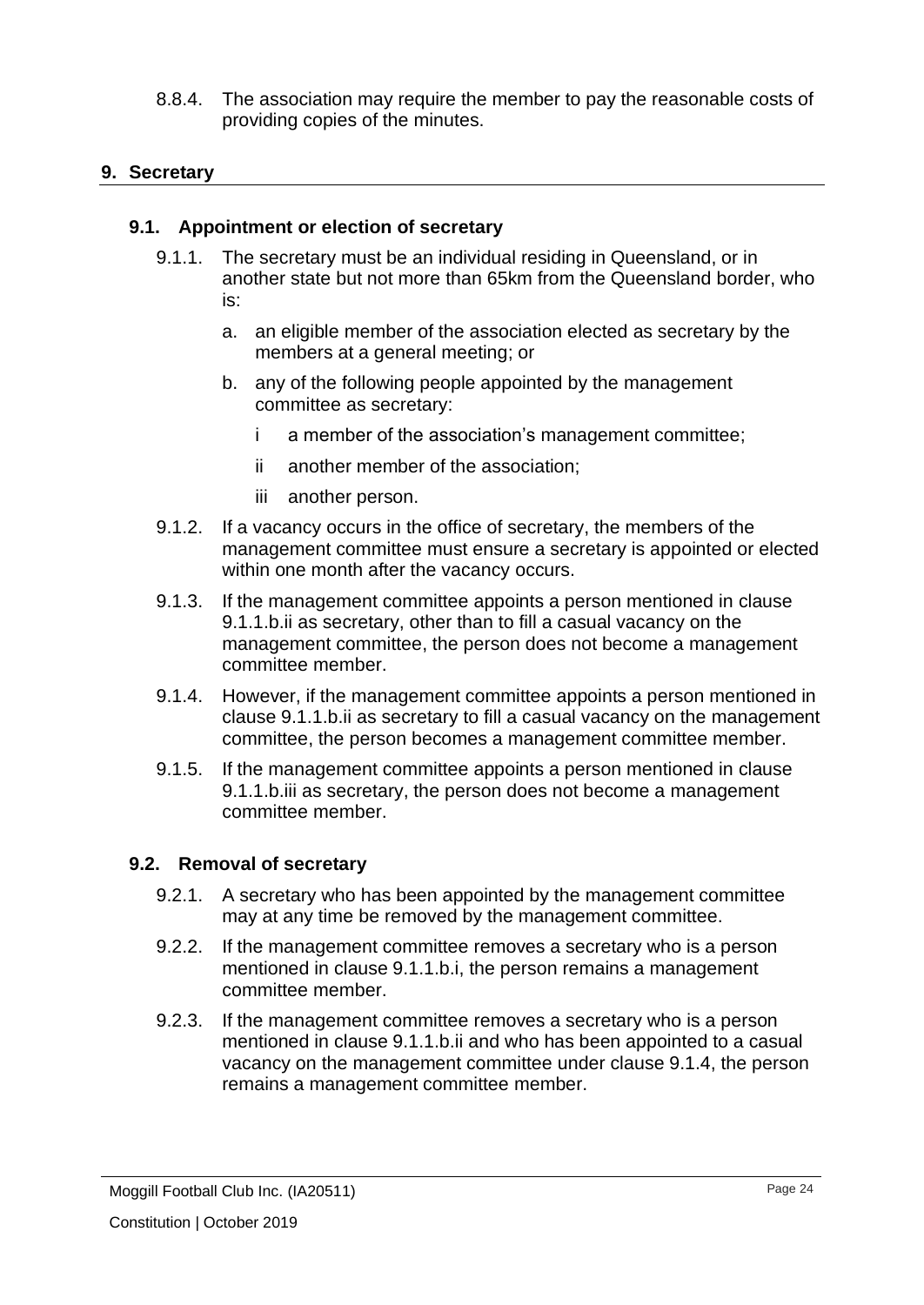8.8.4. The association may require the member to pay the reasonable costs of providing copies of the minutes.

## 9. Secretary

### 9.1. Appointment or election of secretary

9.1.1. The secretary must be an individual residing in Queensland, or in another state but not more than 65km from the Queensland border, who is:

a. an eligible member of the association elected as secretary by the members at a general meeting; or

b. any of the following people appointed by the management committee as secretary:

i a member of the association's management committee;

ii another member of the association;

iii another person.

9.1.2. If a vacancy occurs in the office of secretary, the members of the management committee must ensure a secretary is appointed or elected within one month after the vacancy occurs.

9.1.3. If the management committee appoints a person mentioned in clause 9.1.1.b.ii as secretary, other than to fill a casual vacancy on the management committee, the person does not become a management committee member.

9.1.4. However, if the management committee appoints a person mentioned in clause 9.1.1.b.ii as secretary to fill a casual vacancy on the management committee, the person becomes a management committee member.

9.1.5. If the management committee appoints a person mentioned in clause 9.1.1.b.iii as secretary, the person does not become a management committee member.

### 9.2. Removal of secretary

9.2.1. A secretary who has been appointed by the management committee may at any time be removed by the management committee.

9.2.2. If the management committee removes a secretary who is a person mentioned in clause 9.1.1.b.i, the person remains a management committee member.

9.2.3. If the management committee removes a secretary who is a person mentioned in clause 9.1.1.b.ii and who has been appointed to a casual vacancy on the management committee under clause 9.1.4, the person remains a management committee member.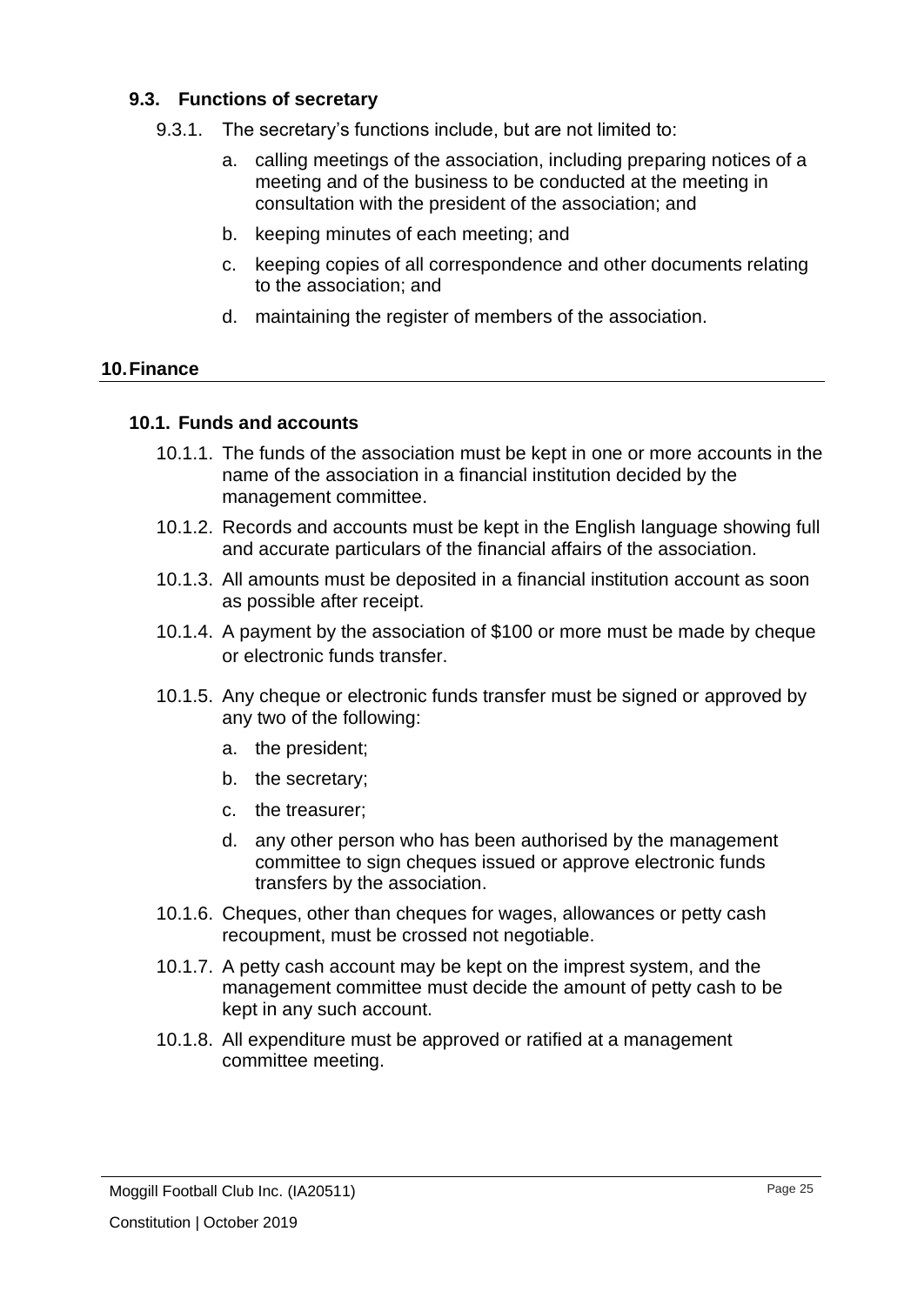### 9.3. Functions of secretary

9.3.1. The secretary's functions include, but are not limited to:

a. calling meetings of the association, including preparing notices of a meeting and of the business to be conducted at the meeting in consultation with the president of the association; and

b. keeping minutes of each meeting; and

c. keeping copies of all correspondence and other documents relating to the association; and

d. maintaining the register of members of the association.

## 10. Finance

### 10.1. Funds and accounts

10.1.1. The funds of the association must be kept in one or more accounts in the name of the association in a financial institution decided by the management committee.

10.1.2. Records and accounts must be kept in the English language showing full and accurate particulars of the financial affairs of the association.

10.1.3. All amounts must be deposited in a financial institution account as soon as possible after receipt.

10.1.4. A payment by the association of $100 or more must be made by cheque or electronic funds transfer.

10.1.5. Any cheque or electronic funds transfer must be signed or approved by any two of the following:

a. the president;

b. the secretary;

c. the treasurer;

d. any other person who has been authorised by the management committee to sign cheques issued or approve electronic funds transfers by the association.

10.1.6. Cheques, other than cheques for wages, allowances or petty cash recoupment, must be crossed not negotiable.

10.1.7. A petty cash account may be kept on the imprest system, and the management committee must decide the amount of petty cash to be kept in any such account.

10.1.8. All expenditure must be approved or ratified at a management committee meeting.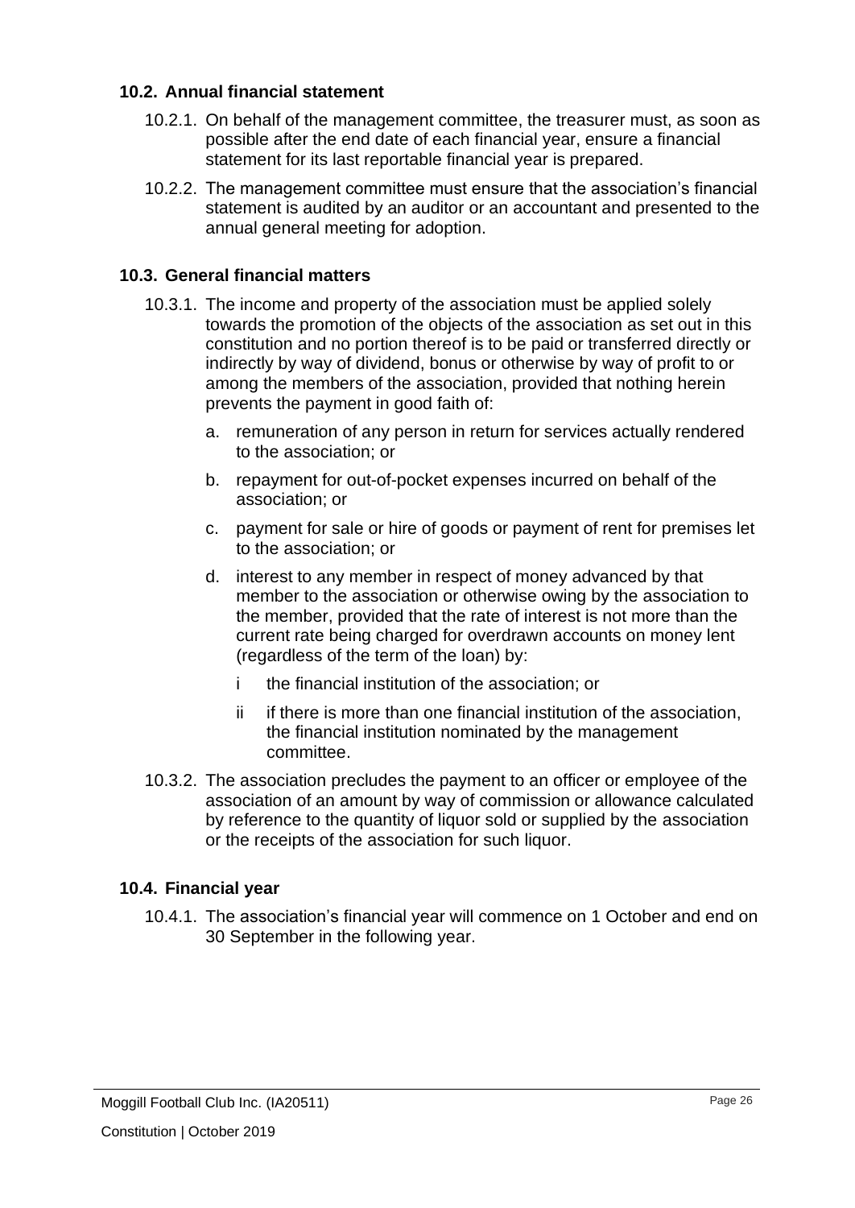### 10.2. Annual financial statement

10.2.1. On behalf of the management committee, the treasurer must, as soon as possible after the end date of each financial year, ensure a financial statement for its last reportable financial year is prepared.

10.2.2. The management committee must ensure that the association's financial statement is audited by an auditor or an accountant and presented to the annual general meeting for adoption.

### 10.3. General financial matters

10.3.1. The income and property of the association must be applied solely towards the promotion of the objects of the association as set out in this constitution and no portion thereof is to be paid or transferred directly or indirectly by way of dividend, bonus or otherwise by way of profit to or among the members of the association, provided that nothing herein prevents the payment in good faith of:

a. remuneration of any person in return for services actually rendered to the association; or

b. repayment for out-of-pocket expenses incurred on behalf of the association; or

c. payment for sale or hire of goods or payment of rent for premises let to the association; or

d. interest to any member in respect of money advanced by that member to the association or otherwise owing by the association to the member, provided that the rate of interest is not more than the current rate being charged for overdrawn accounts on money lent (regardless of the term of the loan) by:

i the financial institution of the association; or

ii if there is more than one financial institution of the association, the financial institution nominated by the management committee.

10.3.2. The association precludes the payment to an officer or employee of the association of an amount by way of commission or allowance calculated by reference to the quantity of liquor sold or supplied by the association or the receipts of the association for such liquor.

### 10.4. Financial year

10.4.1. The association's financial year will commence on 1 October and end on 30 September in the following year.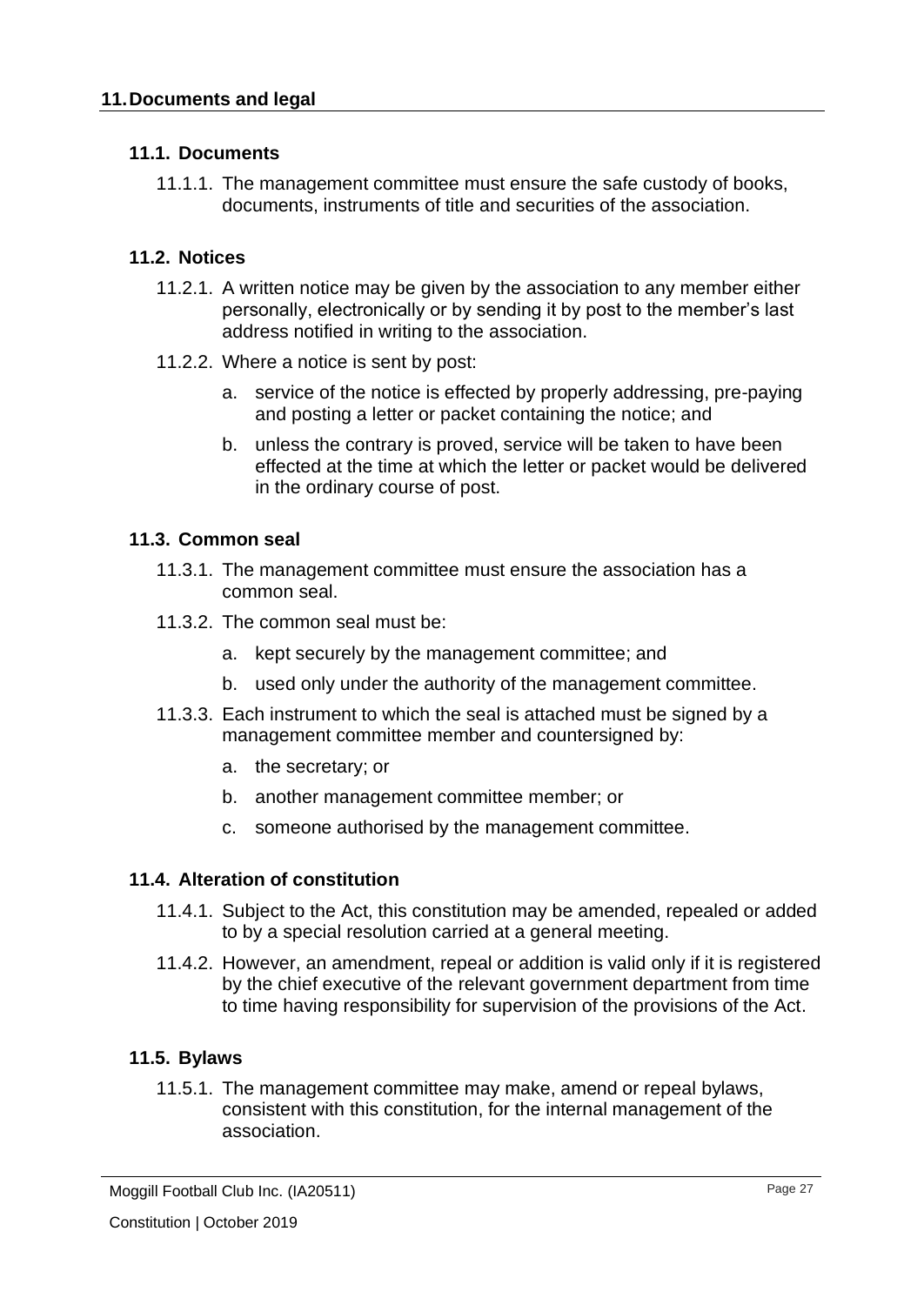## 11. Documents and legal

### 11.1. Documents

11.1.1. The management committee must ensure the safe custody of books, documents, instruments of title and securities of the association.

### 11.2. Notices

11.2.1. A written notice may be given by the association to any member either personally, electronically or by sending it by post to the member's last address notified in writing to the association.

11.2.2. Where a notice is sent by post:

a. service of the notice is effected by properly addressing, pre-paying and posting a letter or packet containing the notice; and

b. unless the contrary is proved, service will be taken to have been effected at the time at which the letter or packet would be delivered in the ordinary course of post.

### 11.3. Common seal

11.3.1. The management committee must ensure the association has a common seal.

11.3.2. The common seal must be:

a. kept securely by the management committee; and

b. used only under the authority of the management committee.

11.3.3. Each instrument to which the seal is attached must be signed by a management committee member and countersigned by:

a. the secretary; or

b. another management committee member; or

c. someone authorised by the management committee.

### 11.4. Alteration of constitution

11.4.1. Subject to the Act, this constitution may be amended, repealed or added to by a special resolution carried at a general meeting.

11.4.2. However, an amendment, repeal or addition is valid only if it is registered by the chief executive of the relevant government department from time to time having responsibility for supervision of the provisions of the Act.

### 11.5. Bylaws

11.5.1. The management committee may make, amend or repeal bylaws, consistent with this constitution, for the internal management of the association.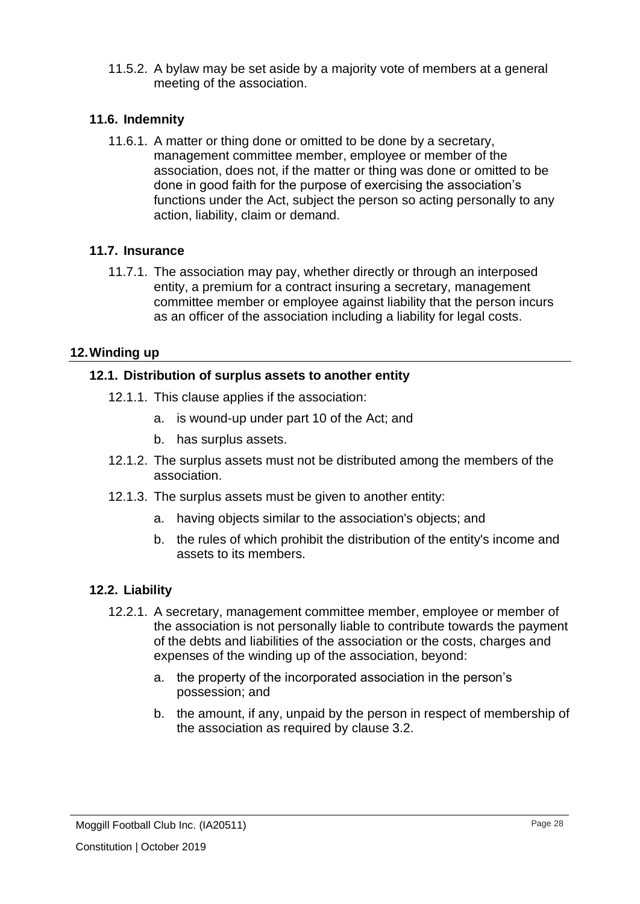11.5.2. A bylaw may be set aside by a majority vote of members at a general meeting of the association.

### 11.6. Indemnity

11.6.1. A matter or thing done or omitted to be done by a secretary, management committee member, employee or member of the association, does not, if the matter or thing was done or omitted to be done in good faith for the purpose of exercising the association's functions under the Act, subject the person so acting personally to any action, liability, claim or demand.

### 11.7. Insurance

11.7.1. The association may pay, whether directly or through an interposed entity, a premium for a contract insuring a secretary, management committee member or employee against liability that the person incurs as an officer of the association including a liability for legal costs.

## 12. Winding up

### 12.1. Distribution of surplus assets to another entity

12.1.1. This clause applies if the association:

a. is wound-up under part 10 of the Act; and

b. has surplus assets.

12.1.2. The surplus assets must not be distributed among the members of the association.

12.1.3. The surplus assets must be given to another entity:

a. having objects similar to the association's objects; and

b. the rules of which prohibit the distribution of the entity's income and assets to its members.

### 12.2. Liability

12.2.1. A secretary, management committee member, employee or member of the association is not personally liable to contribute towards the payment of the debts and liabilities of the association or the costs, charges and expenses of the winding up of the association, beyond:

a. the property of the incorporated association in the person's possession; and

b. the amount, if any, unpaid by the person in respect of membership of the association as required by clause 3.2.